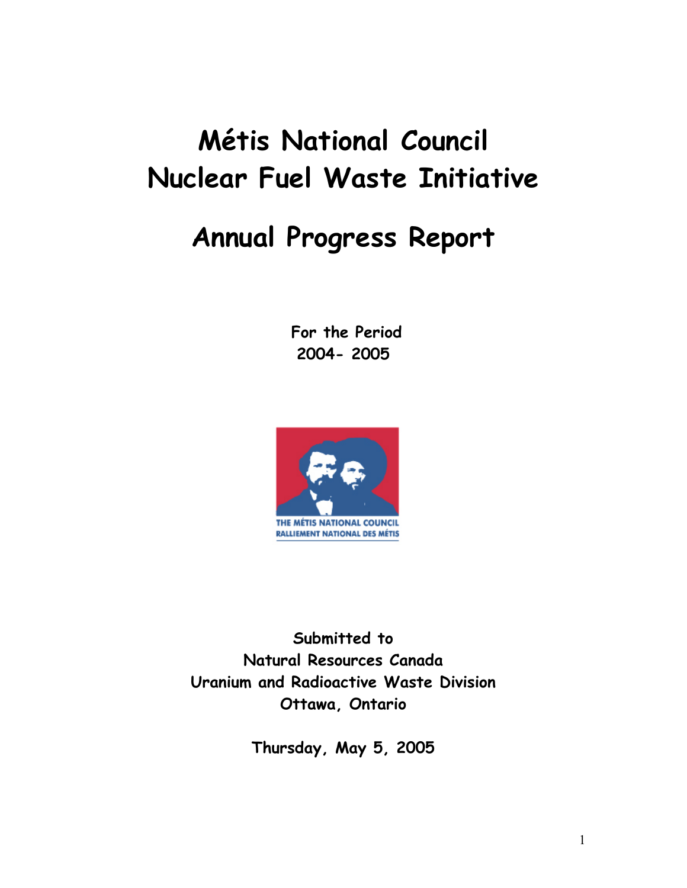# Métis National Council
# Nuclear Fuel Waste Initiative

# Annual Progress Report

**For the Period**
**2004- 2005**

THE MÉTIS NATIONAL COUNCIL
RALLIEMENT NATIONAL DES MÉTIS

**Submitted to**
**Natural Resources Canada**
**Uranium and Radioactive Waste Division**
**Ottawa, Ontario**

**Thursday, May 5, 2005**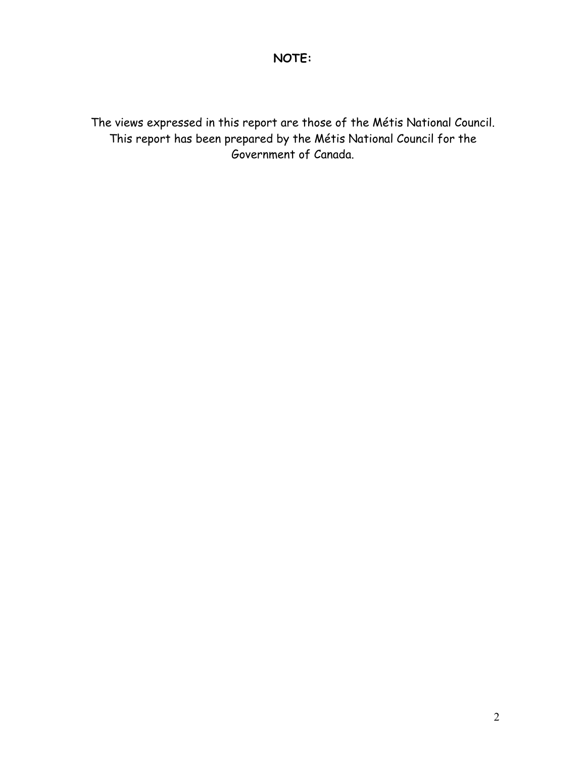**NOTE:**

The views expressed in this report are those of the Métis National Council. This report has been prepared by the Métis National Council for the Government of Canada.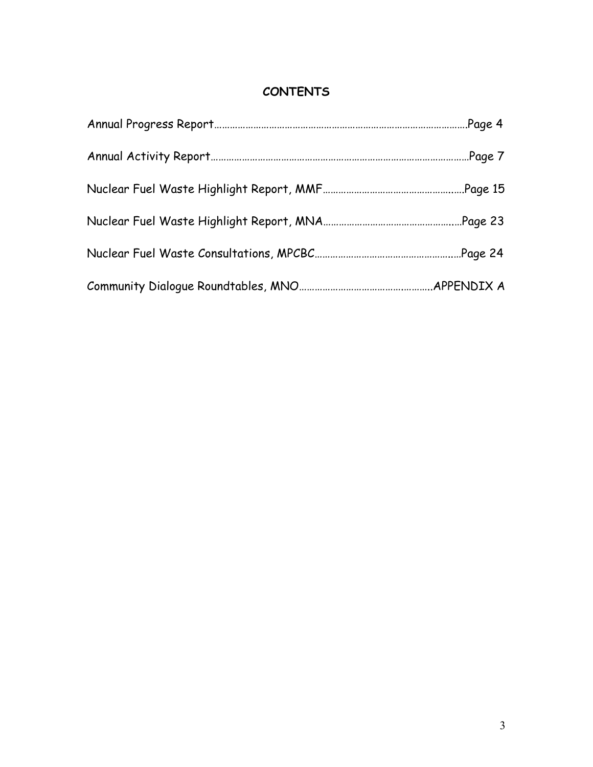# CONTENTS

Annual Progress Report……………………………………………………………………………….Page 4

Annual Activity Report………………………………………………………………………………Page 7

Nuclear Fuel Waste Highlight Report, MMF……………………………………………..Page 15

Nuclear Fuel Waste Highlight Report, MNA………………………………………….…Page 23

Nuclear Fuel Waste Consultations, MPCBC……………………………………………...Page 24

Community Dialogue Roundtables, MNO…………………………………………..APPENDIX A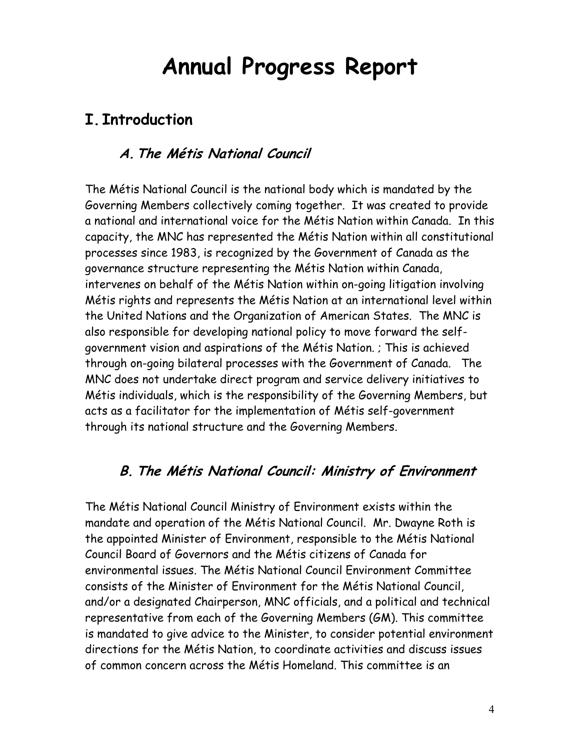# Annual Progress Report

## I. Introduction

### *A. The Métis National Council*

The Métis National Council is the national body which is mandated by the Governing Members collectively coming together. It was created to provide a national and international voice for the Métis Nation within Canada. In this capacity, the MNC has represented the Métis Nation within all constitutional processes since 1983, is recognized by the Government of Canada as the governance structure representing the Métis Nation within Canada, intervenes on behalf of the Métis Nation within on-going litigation involving Métis rights and represents the Métis Nation at an international level within the United Nations and the Organization of American States. The MNC is also responsible for developing national policy to move forward the self-government vision and aspirations of the Métis Nation. ; This is achieved through on-going bilateral processes with the Government of Canada. The MNC does not undertake direct program and service delivery initiatives to Métis individuals, which is the responsibility of the Governing Members, but acts as a facilitator for the implementation of Métis self-government through its national structure and the Governing Members.

### *B. The Métis National Council: Ministry of Environment*

The Métis National Council Ministry of Environment exists within the mandate and operation of the Métis National Council. Mr. Dwayne Roth is the appointed Minister of Environment, responsible to the Métis National Council Board of Governors and the Métis citizens of Canada for environmental issues. The Métis National Council Environment Committee consists of the Minister of Environment for the Métis National Council, and/or a designated Chairperson, MNC officials, and a political and technical representative from each of the Governing Members (GM). This committee is mandated to give advice to the Minister, to consider potential environment directions for the Métis Nation, to coordinate activities and discuss issues of common concern across the Métis Homeland. This committee is an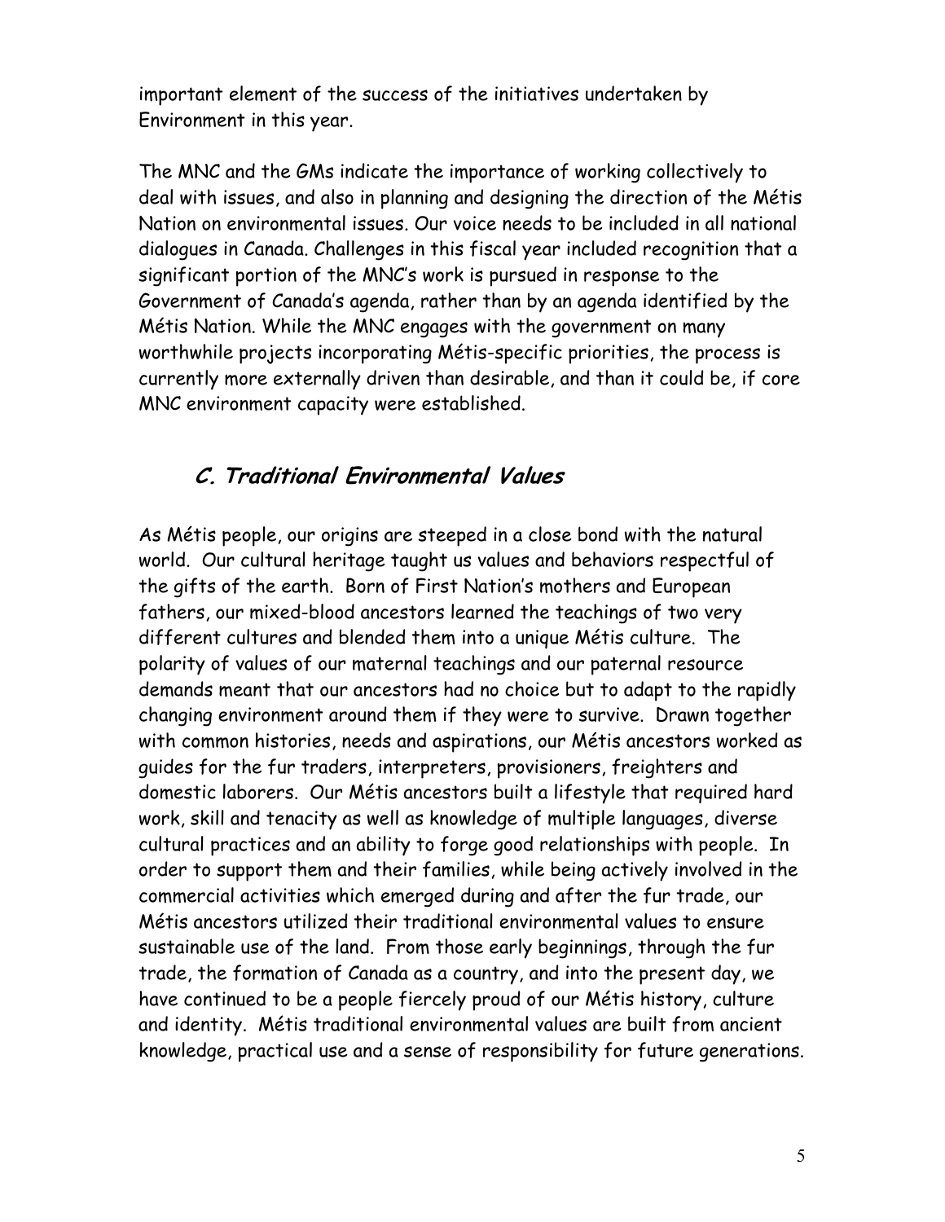important element of the success of the initiatives undertaken by Environment in this year.

The MNC and the GMs indicate the importance of working collectively to deal with issues, and also in planning and designing the direction of the Métis Nation on environmental issues. Our voice needs to be included in all national dialogues in Canada. Challenges in this fiscal year included recognition that a significant portion of the MNC's work is pursued in response to the Government of Canada's agenda, rather than by an agenda identified by the Métis Nation. While the MNC engages with the government on many worthwhile projects incorporating Métis-specific priorities, the process is currently more externally driven than desirable, and than it could be, if core MNC environment capacity were established.

## *C. Traditional Environmental Values*

As Métis people, our origins are steeped in a close bond with the natural world. Our cultural heritage taught us values and behaviors respectful of the gifts of the earth. Born of First Nation's mothers and European fathers, our mixed-blood ancestors learned the teachings of two very different cultures and blended them into a unique Métis culture. The polarity of values of our maternal teachings and our paternal resource demands meant that our ancestors had no choice but to adapt to the rapidly changing environment around them if they were to survive. Drawn together with common histories, needs and aspirations, our Métis ancestors worked as guides for the fur traders, interpreters, provisioners, freighters and domestic laborers. Our Métis ancestors built a lifestyle that required hard work, skill and tenacity as well as knowledge of multiple languages, diverse cultural practices and an ability to forge good relationships with people. In order to support them and their families, while being actively involved in the commercial activities which emerged during and after the fur trade, our Métis ancestors utilized their traditional environmental values to ensure sustainable use of the land. From those early beginnings, through the fur trade, the formation of Canada as a country, and into the present day, we have continued to be a people fiercely proud of our Métis history, culture and identity. Métis traditional environmental values are built from ancient knowledge, practical use and a sense of responsibility for future generations.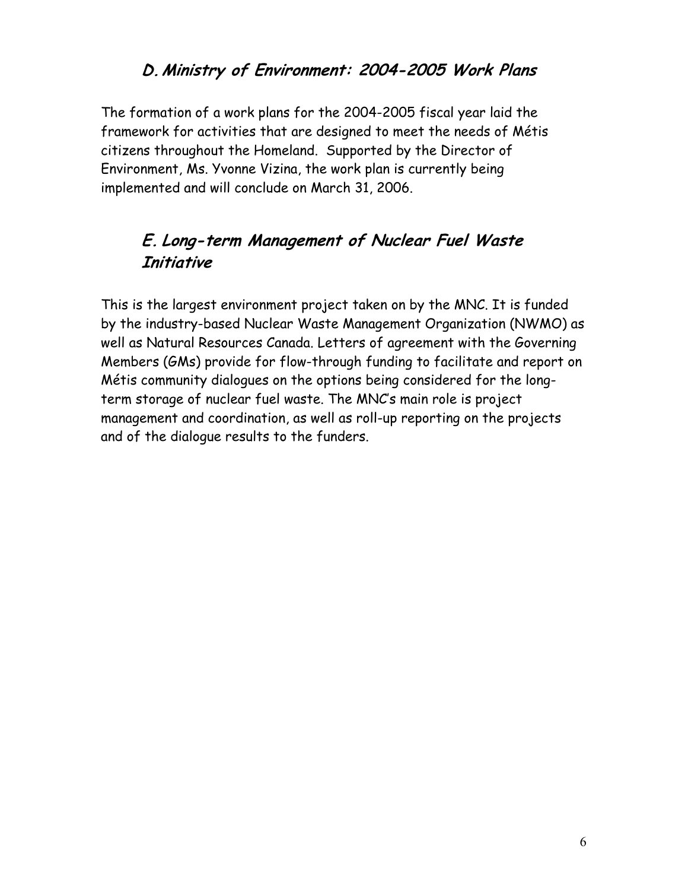## *D. Ministry of Environment: 2004-2005 Work Plans*

The formation of a work plans for the 2004-2005 fiscal year laid the framework for activities that are designed to meet the needs of Métis citizens throughout the Homeland. Supported by the Director of Environment, Ms. Yvonne Vizina, the work plan is currently being implemented and will conclude on March 31, 2006.

## *E. Long-term Management of Nuclear Fuel Waste Initiative*

This is the largest environment project taken on by the MNC. It is funded by the industry-based Nuclear Waste Management Organization (NWMO) as well as Natural Resources Canada. Letters of agreement with the Governing Members (GMs) provide for flow-through funding to facilitate and report on Métis community dialogues on the options being considered for the long-term storage of nuclear fuel waste. The MNC's main role is project management and coordination, as well as roll-up reporting on the projects and of the dialogue results to the funders.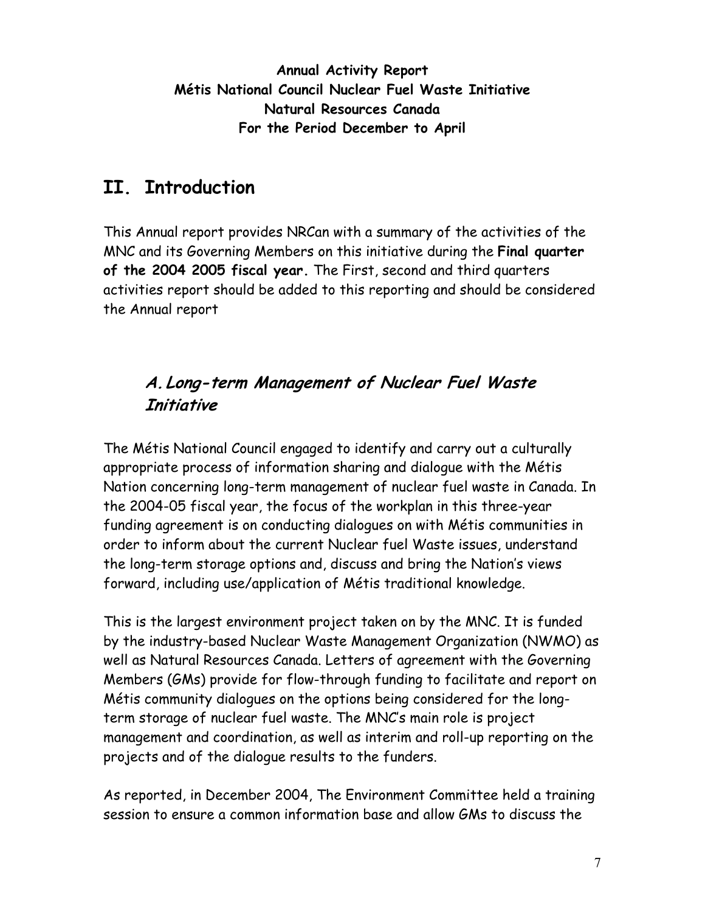**Annual Activity Report**
**Métis National Council Nuclear Fuel Waste Initiative**
**Natural Resources Canada**
**For the Period December to April**

# II. Introduction

This Annual report provides NRCan with a summary of the activities of the MNC and its Governing Members on this initiative during the **Final quarter of the 2004 2005 fiscal year.** The First, second and third quarters activities report should be added to this reporting and should be considered the Annual report

## *A. Long-term Management of Nuclear Fuel Waste Initiative*

The Métis National Council engaged to identify and carry out a culturally appropriate process of information sharing and dialogue with the Métis Nation concerning long-term management of nuclear fuel waste in Canada. In the 2004-05 fiscal year, the focus of the workplan in this three-year funding agreement is on conducting dialogues on with Métis communities in order to inform about the current Nuclear fuel Waste issues, understand the long-term storage options and, discuss and bring the Nation's views forward, including use/application of Métis traditional knowledge.

This is the largest environment project taken on by the MNC. It is funded by the industry-based Nuclear Waste Management Organization (NWMO) as well as Natural Resources Canada. Letters of agreement with the Governing Members (GMs) provide for flow-through funding to facilitate and report on Métis community dialogues on the options being considered for the long-term storage of nuclear fuel waste. The MNC's main role is project management and coordination, as well as interim and roll-up reporting on the projects and of the dialogue results to the funders.

As reported, in December 2004, The Environment Committee held a training session to ensure a common information base and allow GMs to discuss the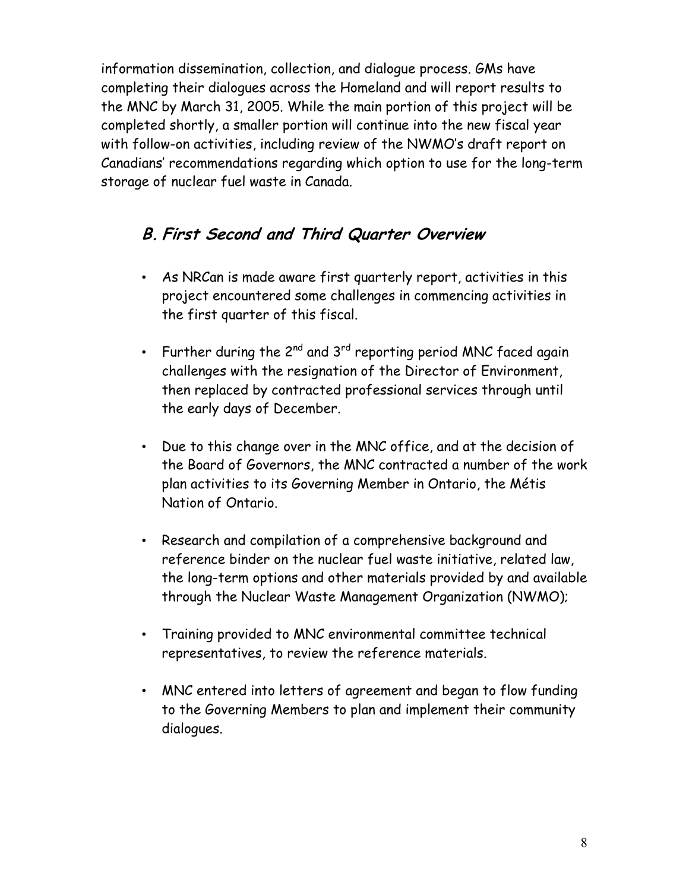information dissemination, collection, and dialogue process. GMs have completing their dialogues across the Homeland and will report results to the MNC by March 31, 2005. While the main portion of this project will be completed shortly, a smaller portion will continue into the new fiscal year with follow-on activities, including review of the NWMO's draft report on Canadians' recommendations regarding which option to use for the long-term storage of nuclear fuel waste in Canada.

## *B. First Second and Third Quarter Overview*

- As NRCan is made aware first quarterly report, activities in this project encountered some challenges in commencing activities in the first quarter of this fiscal.
- Further during the 2nd and 3rd reporting period MNC faced again challenges with the resignation of the Director of Environment, then replaced by contracted professional services through until the early days of December.
- Due to this change over in the MNC office, and at the decision of the Board of Governors, the MNC contracted a number of the work plan activities to its Governing Member in Ontario, the Métis Nation of Ontario.
- Research and compilation of a comprehensive background and reference binder on the nuclear fuel waste initiative, related law, the long-term options and other materials provided by and available through the Nuclear Waste Management Organization (NWMO);
- Training provided to MNC environmental committee technical representatives, to review the reference materials.
- MNC entered into letters of agreement and began to flow funding to the Governing Members to plan and implement their community dialogues.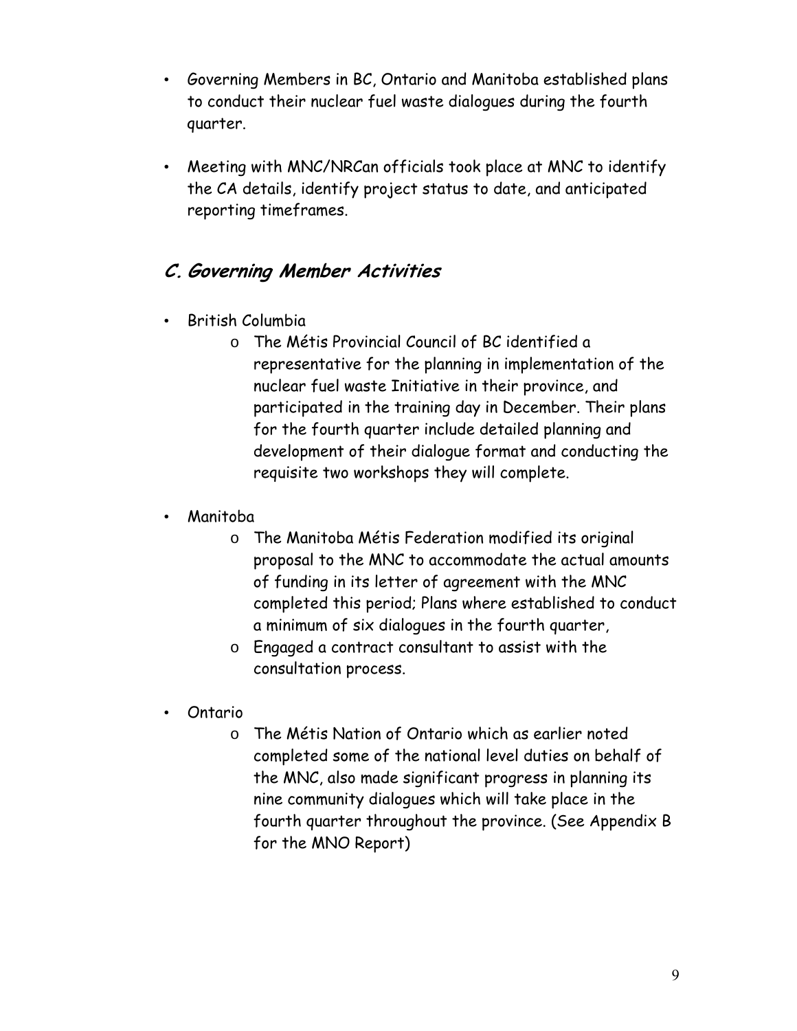- Governing Members in BC, Ontario and Manitoba established plans to conduct their nuclear fuel waste dialogues during the fourth quarter.
- Meeting with MNC/NRCan officials took place at MNC to identify the CA details, identify project status to date, and anticipated reporting timeframes.

## *C. Governing Member Activities*

- British Columbia
    - The Métis Provincial Council of BC identified a representative for the planning in implementation of the nuclear fuel waste Initiative in their province, and participated in the training day in December. Their plans for the fourth quarter include detailed planning and development of their dialogue format and conducting the requisite two workshops they will complete.
- Manitoba
    - The Manitoba Métis Federation modified its original proposal to the MNC to accommodate the actual amounts of funding in its letter of agreement with the MNC completed this period; Plans where established to conduct a minimum of six dialogues in the fourth quarter,
    - Engaged a contract consultant to assist with the consultation process.
- Ontario
    - The Métis Nation of Ontario which as earlier noted completed some of the national level duties on behalf of the MNC, also made significant progress in planning its nine community dialogues which will take place in the fourth quarter throughout the province. (See Appendix B for the MNO Report)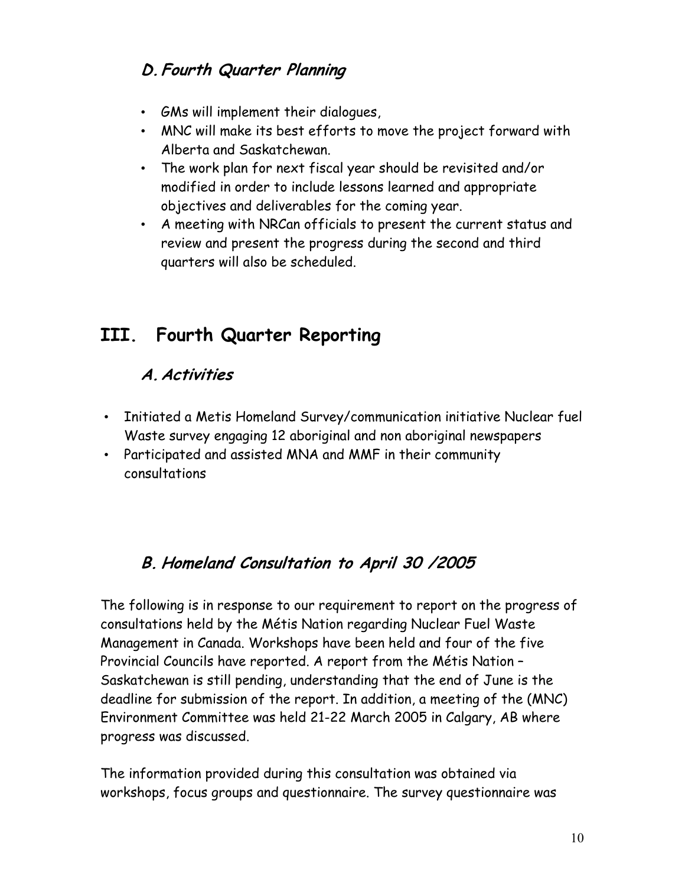### *D. Fourth Quarter Planning*

- GMs will implement their dialogues,
- MNC will make its best efforts to move the project forward with Alberta and Saskatchewan.
- The work plan for next fiscal year should be revisited and/or modified in order to include lessons learned and appropriate objectives and deliverables for the coming year.
- A meeting with NRCan officials to present the current status and review and present the progress during the second and third quarters will also be scheduled.

## III. Fourth Quarter Reporting

### *A. Activities*

- Initiated a Metis Homeland Survey/communication initiative Nuclear fuel Waste survey engaging 12 aboriginal and non aboriginal newspapers
- Participated and assisted MNA and MMF in their community consultations

### *B. Homeland Consultation to April 30 /2005*

The following is in response to our requirement to report on the progress of consultations held by the Métis Nation regarding Nuclear Fuel Waste Management in Canada. Workshops have been held and four of the five Provincial Councils have reported. A report from the Métis Nation – Saskatchewan is still pending, understanding that the end of June is the deadline for submission of the report. In addition, a meeting of the (MNC) Environment Committee was held 21-22 March 2005 in Calgary, AB where progress was discussed.

The information provided during this consultation was obtained via workshops, focus groups and questionnaire. The survey questionnaire was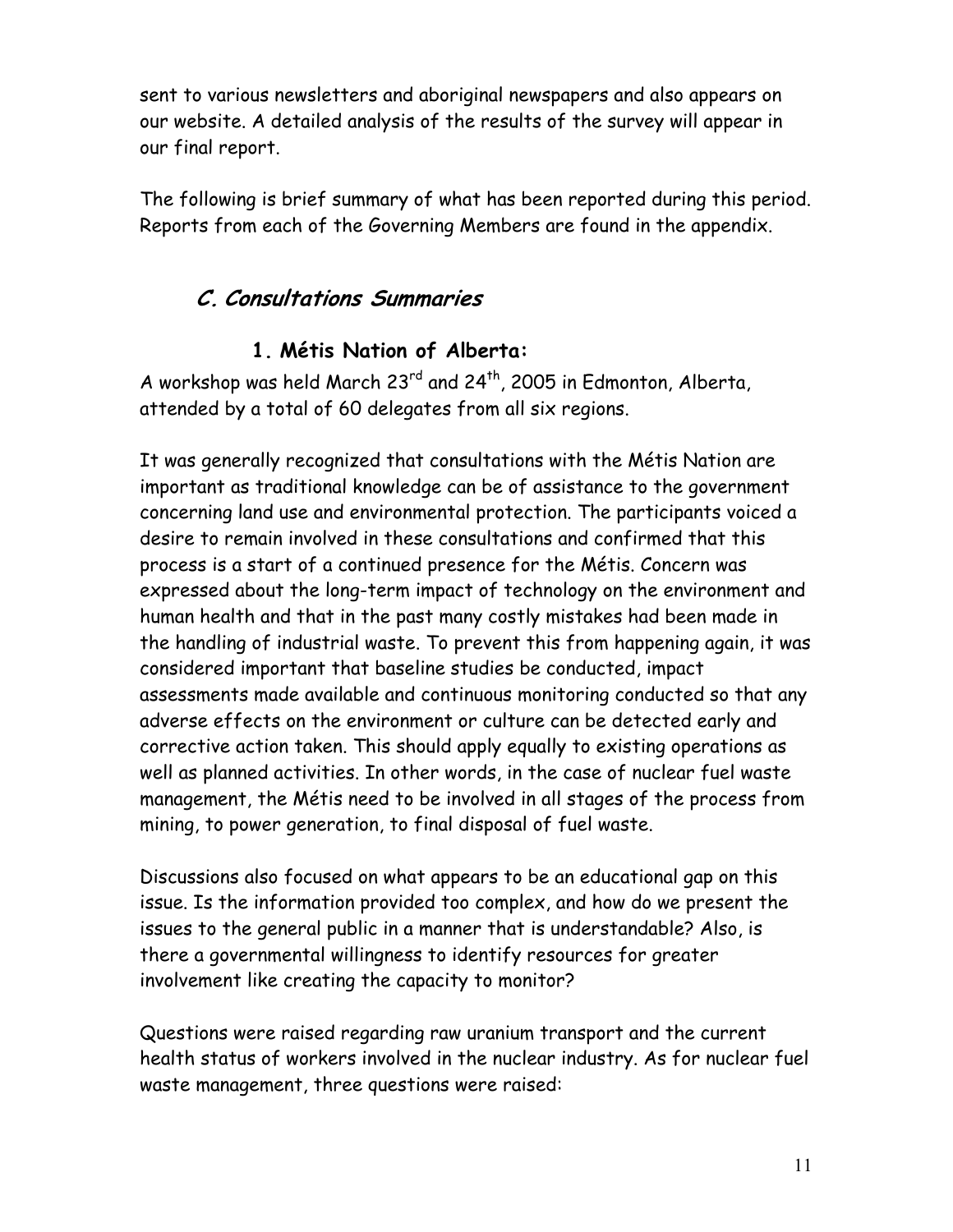sent to various newsletters and aboriginal newspapers and also appears on our website. A detailed analysis of the results of the survey will appear in our final report.

The following is brief summary of what has been reported during this period. Reports from each of the Governing Members are found in the appendix.

## *C. Consultations Summaries*

### 1. Métis Nation of Alberta:

A workshop was held March 23rd and 24th, 2005 in Edmonton, Alberta, attended by a total of 60 delegates from all six regions.

It was generally recognized that consultations with the Métis Nation are important as traditional knowledge can be of assistance to the government concerning land use and environmental protection. The participants voiced a desire to remain involved in these consultations and confirmed that this process is a start of a continued presence for the Métis. Concern was expressed about the long-term impact of technology on the environment and human health and that in the past many costly mistakes had been made in the handling of industrial waste. To prevent this from happening again, it was considered important that baseline studies be conducted, impact assessments made available and continuous monitoring conducted so that any adverse effects on the environment or culture can be detected early and corrective action taken. This should apply equally to existing operations as well as planned activities. In other words, in the case of nuclear fuel waste management, the Métis need to be involved in all stages of the process from mining, to power generation, to final disposal of fuel waste.

Discussions also focused on what appears to be an educational gap on this issue. Is the information provided too complex, and how do we present the issues to the general public in a manner that is understandable? Also, is there a governmental willingness to identify resources for greater involvement like creating the capacity to monitor?

Questions were raised regarding raw uranium transport and the current health status of workers involved in the nuclear industry. As for nuclear fuel waste management, three questions were raised: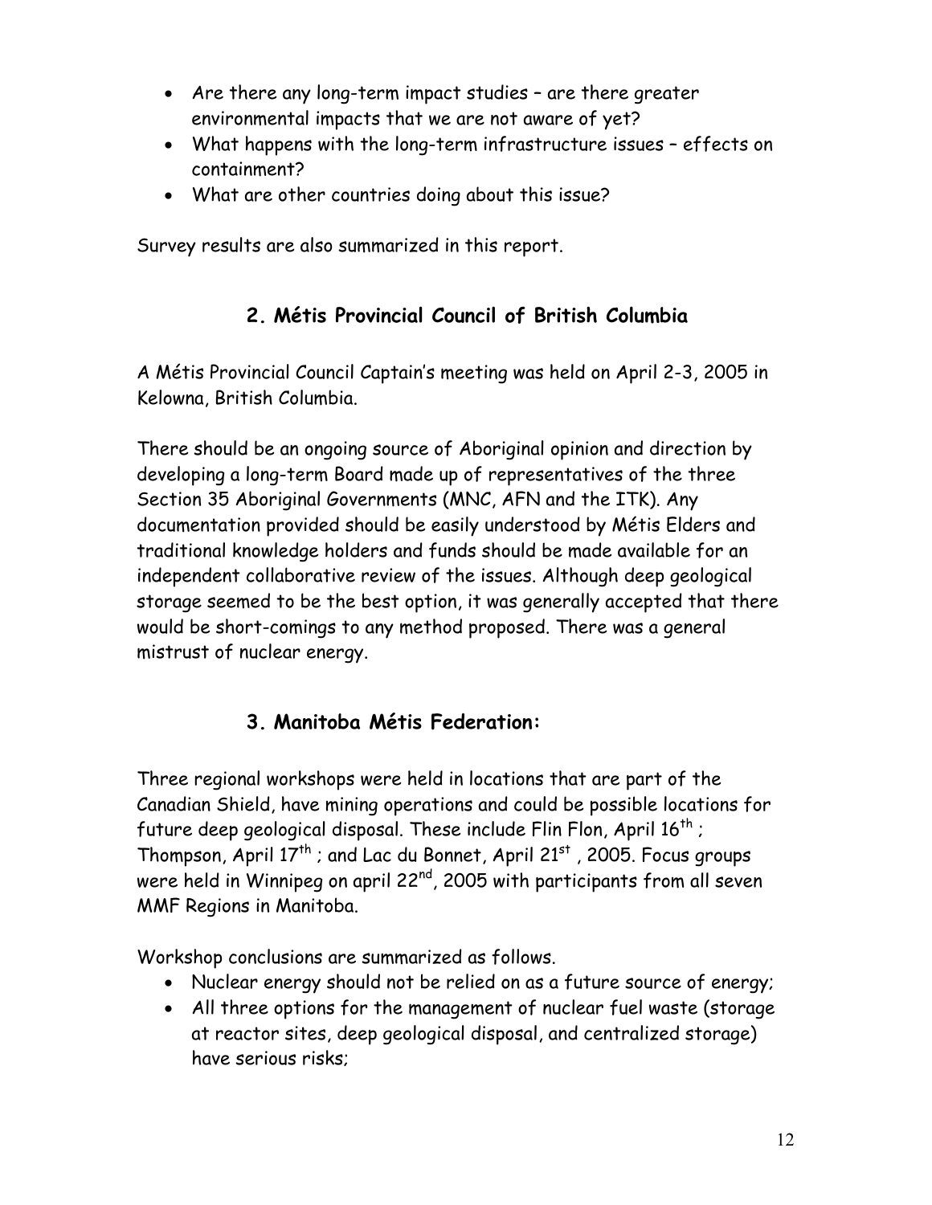- Are there any long-term impact studies – are there greater environmental impacts that we are not aware of yet?
- What happens with the long-term infrastructure issues – effects on containment?
- What are other countries doing about this issue?

Survey results are also summarized in this report.

## 2. Métis Provincial Council of British Columbia

A Métis Provincial Council Captain's meeting was held on April 2-3, 2005 in Kelowna, British Columbia.

There should be an ongoing source of Aboriginal opinion and direction by developing a long-term Board made up of representatives of the three Section 35 Aboriginal Governments (MNC, AFN and the ITK). Any documentation provided should be easily understood by Métis Elders and traditional knowledge holders and funds should be made available for an independent collaborative review of the issues. Although deep geological storage seemed to be the best option, it was generally accepted that there would be short-comings to any method proposed. There was a general mistrust of nuclear energy.

## 3. Manitoba Métis Federation:

Three regional workshops were held in locations that are part of the Canadian Shield, have mining operations and could be possible locations for future deep geological disposal. These include Flin Flon, April 16th ; Thompson, April 17th ; and Lac du Bonnet, April 21st , 2005. Focus groups were held in Winnipeg on april 22nd, 2005 with participants from all seven MMF Regions in Manitoba.

Workshop conclusions are summarized as follows.

- Nuclear energy should not be relied on as a future source of energy;
- All three options for the management of nuclear fuel waste (storage at reactor sites, deep geological disposal, and centralized storage) have serious risks;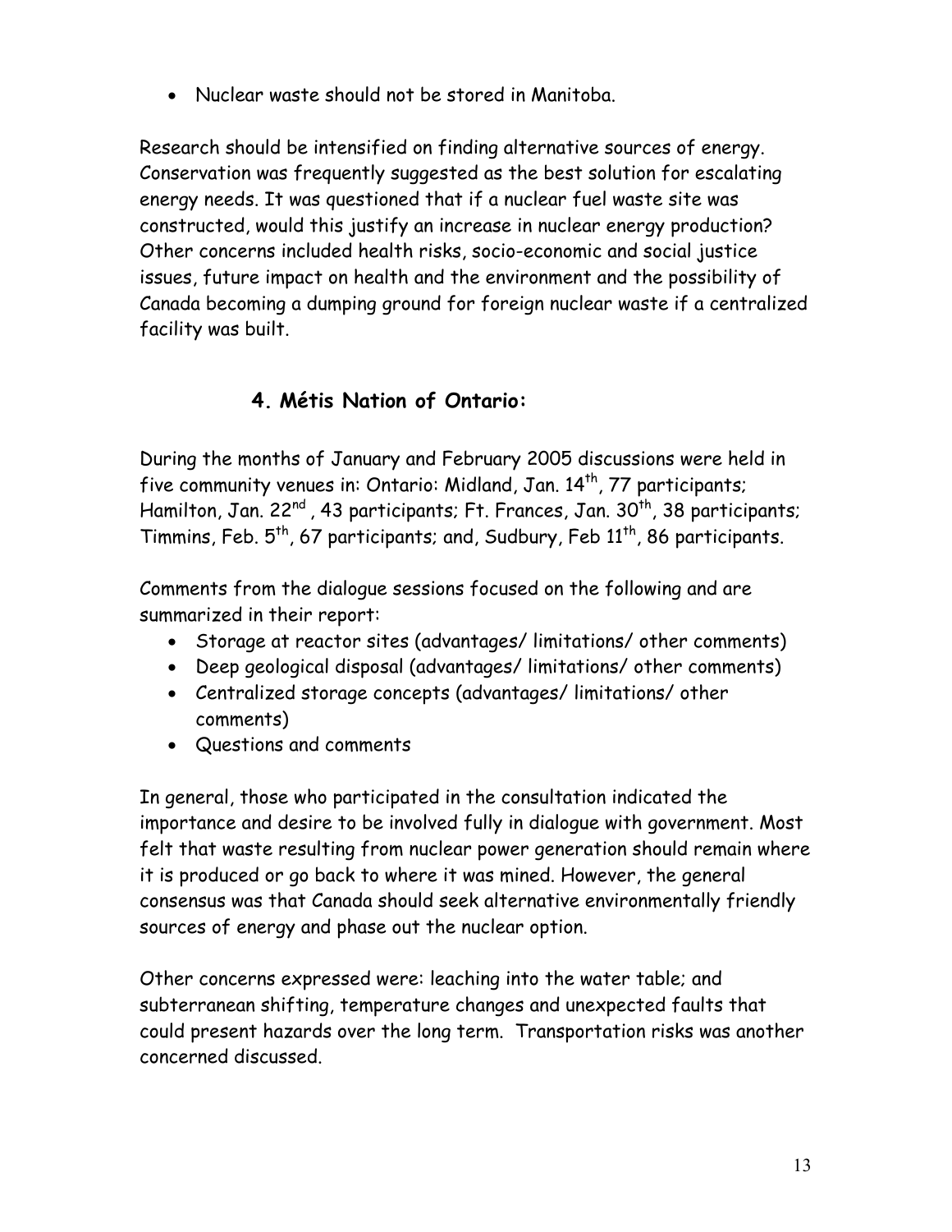- Nuclear waste should not be stored in Manitoba.

Research should be intensified on finding alternative sources of energy. Conservation was frequently suggested as the best solution for escalating energy needs. It was questioned that if a nuclear fuel waste site was constructed, would this justify an increase in nuclear energy production? Other concerns included health risks, socio-economic and social justice issues, future impact on health and the environment and the possibility of Canada becoming a dumping ground for foreign nuclear waste if a centralized facility was built.

## 4. Métis Nation of Ontario:

During the months of January and February 2005 discussions were held in five community venues in: Ontario: Midland, Jan. 14th, 77 participants; Hamilton, Jan. 22nd , 43 participants; Ft. Frances, Jan. 30th, 38 participants; Timmins, Feb. 5th, 67 participants; and, Sudbury, Feb 11th, 86 participants.

Comments from the dialogue sessions focused on the following and are summarized in their report:

- Storage at reactor sites (advantages/ limitations/ other comments)
- Deep geological disposal (advantages/ limitations/ other comments)
- Centralized storage concepts (advantages/ limitations/ other comments)
- Questions and comments

In general, those who participated in the consultation indicated the importance and desire to be involved fully in dialogue with government. Most felt that waste resulting from nuclear power generation should remain where it is produced or go back to where it was mined. However, the general consensus was that Canada should seek alternative environmentally friendly sources of energy and phase out the nuclear option.

Other concerns expressed were: leaching into the water table; and subterranean shifting, temperature changes and unexpected faults that could present hazards over the long term. Transportation risks was another concerned discussed.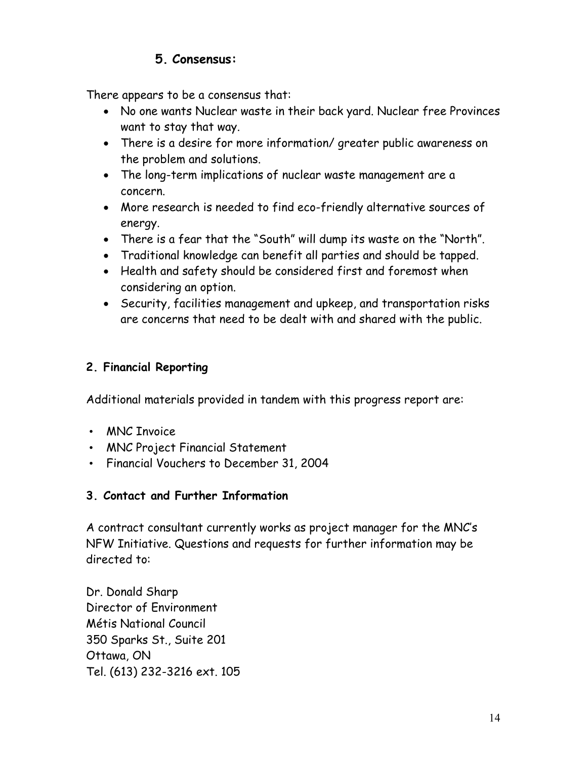### 5. Consensus:

There appears to be a consensus that:

- No one wants Nuclear waste in their back yard. Nuclear free Provinces want to stay that way.
- There is a desire for more information/ greater public awareness on the problem and solutions.
- The long-term implications of nuclear waste management are a concern.
- More research is needed to find eco-friendly alternative sources of energy.
- There is a fear that the "South" will dump its waste on the "North".
- Traditional knowledge can benefit all parties and should be tapped.
- Health and safety should be considered first and foremost when considering an option.
- Security, facilities management and upkeep, and transportation risks are concerns that need to be dealt with and shared with the public.

## 2. Financial Reporting

Additional materials provided in tandem with this progress report are:

- MNC Invoice
- MNC Project Financial Statement
- Financial Vouchers to December 31, 2004

## 3. Contact and Further Information

A contract consultant currently works as project manager for the MNC's NFW Initiative. Questions and requests for further information may be directed to:

Dr. Donald Sharp
Director of Environment
Métis National Council
350 Sparks St., Suite 201
Ottawa, ON
Tel. (613) 232-3216 ext. 105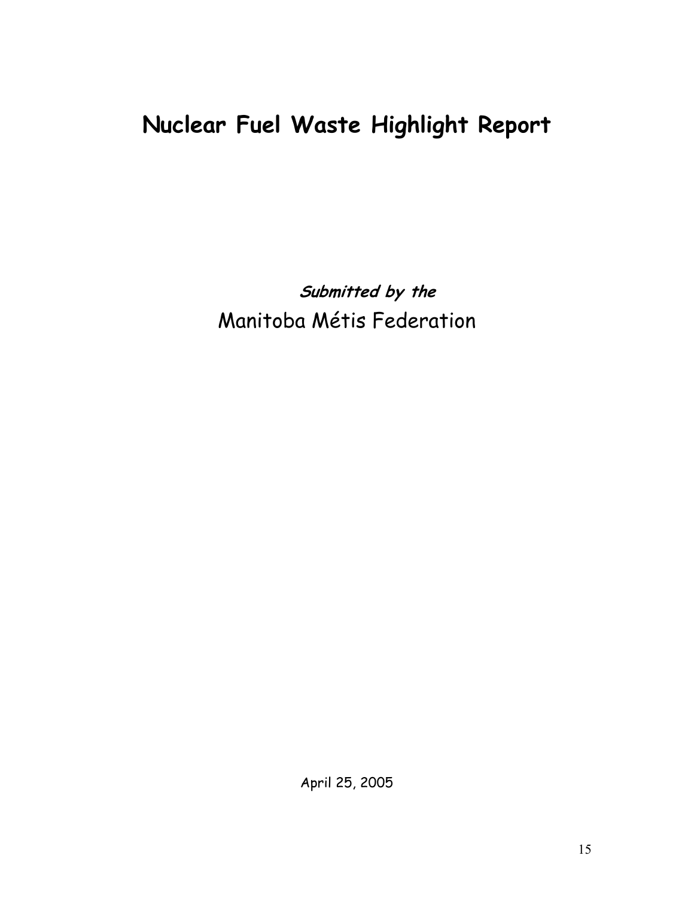# Nuclear Fuel Waste Highlight Report

*Submitted by the*

Manitoba Métis Federation

April 25, 2005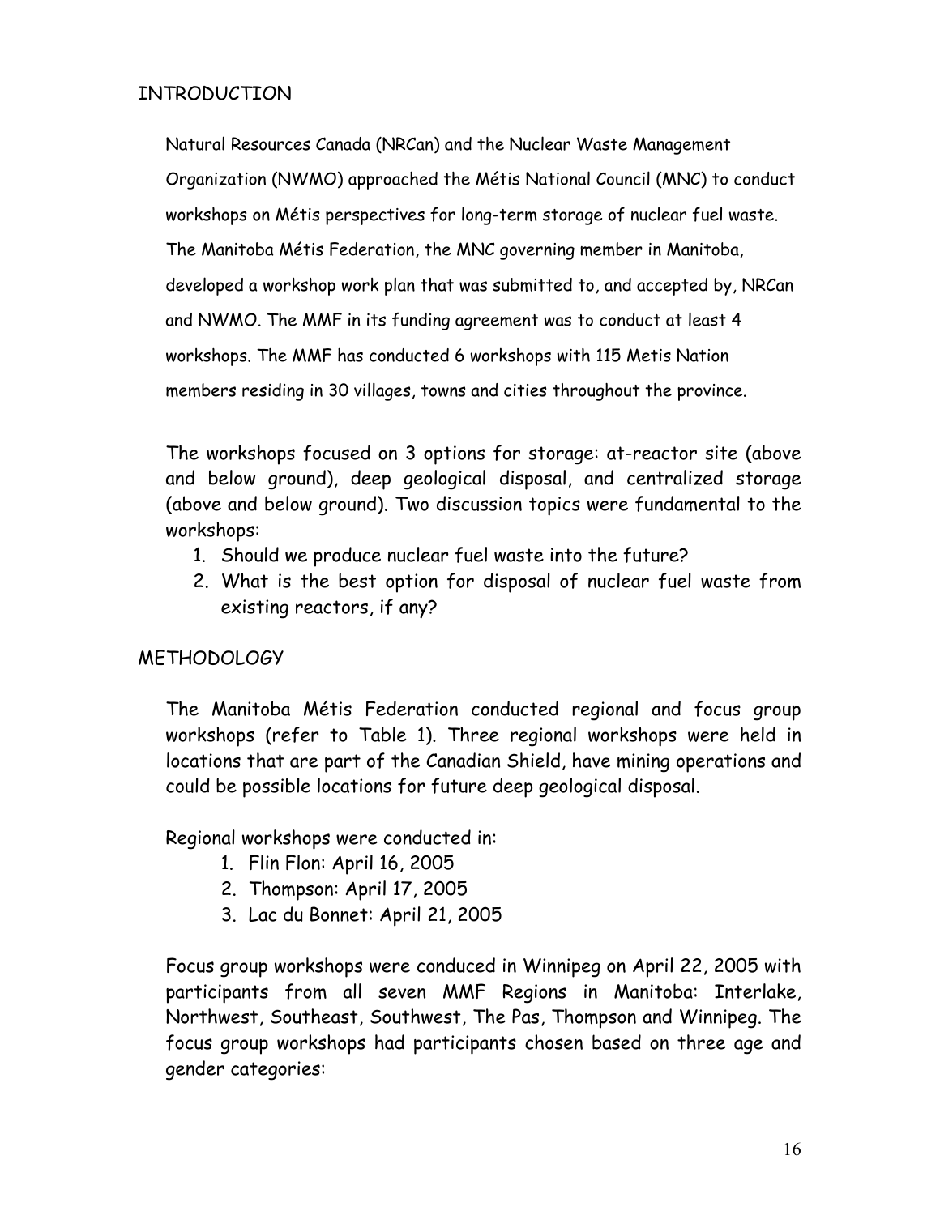## INTRODUCTION

Natural Resources Canada (NRCan) and the Nuclear Waste Management Organization (NWMO) approached the Métis National Council (MNC) to conduct workshops on Métis perspectives for long-term storage of nuclear fuel waste. The Manitoba Métis Federation, the MNC governing member in Manitoba, developed a workshop work plan that was submitted to, and accepted by, NRCan and NWMO. The MMF in its funding agreement was to conduct at least 4 workshops. The MMF has conducted 6 workshops with 115 Metis Nation members residing in 30 villages, towns and cities throughout the province.

The workshops focused on 3 options for storage: at-reactor site (above and below ground), deep geological disposal, and centralized storage (above and below ground). Two discussion topics were fundamental to the workshops:

1. Should we produce nuclear fuel waste into the future?
2. What is the best option for disposal of nuclear fuel waste from existing reactors, if any?

## METHODOLOGY

The Manitoba Métis Federation conducted regional and focus group workshops (refer to Table 1). Three regional workshops were held in locations that are part of the Canadian Shield, have mining operations and could be possible locations for future deep geological disposal.

Regional workshops were conducted in:

1. Flin Flon: April 16, 2005
2. Thompson: April 17, 2005
3. Lac du Bonnet: April 21, 2005

Focus group workshops were conduced in Winnipeg on April 22, 2005 with participants from all seven MMF Regions in Manitoba: Interlake, Northwest, Southeast, Southwest, The Pas, Thompson and Winnipeg. The focus group workshops had participants chosen based on three age and gender categories: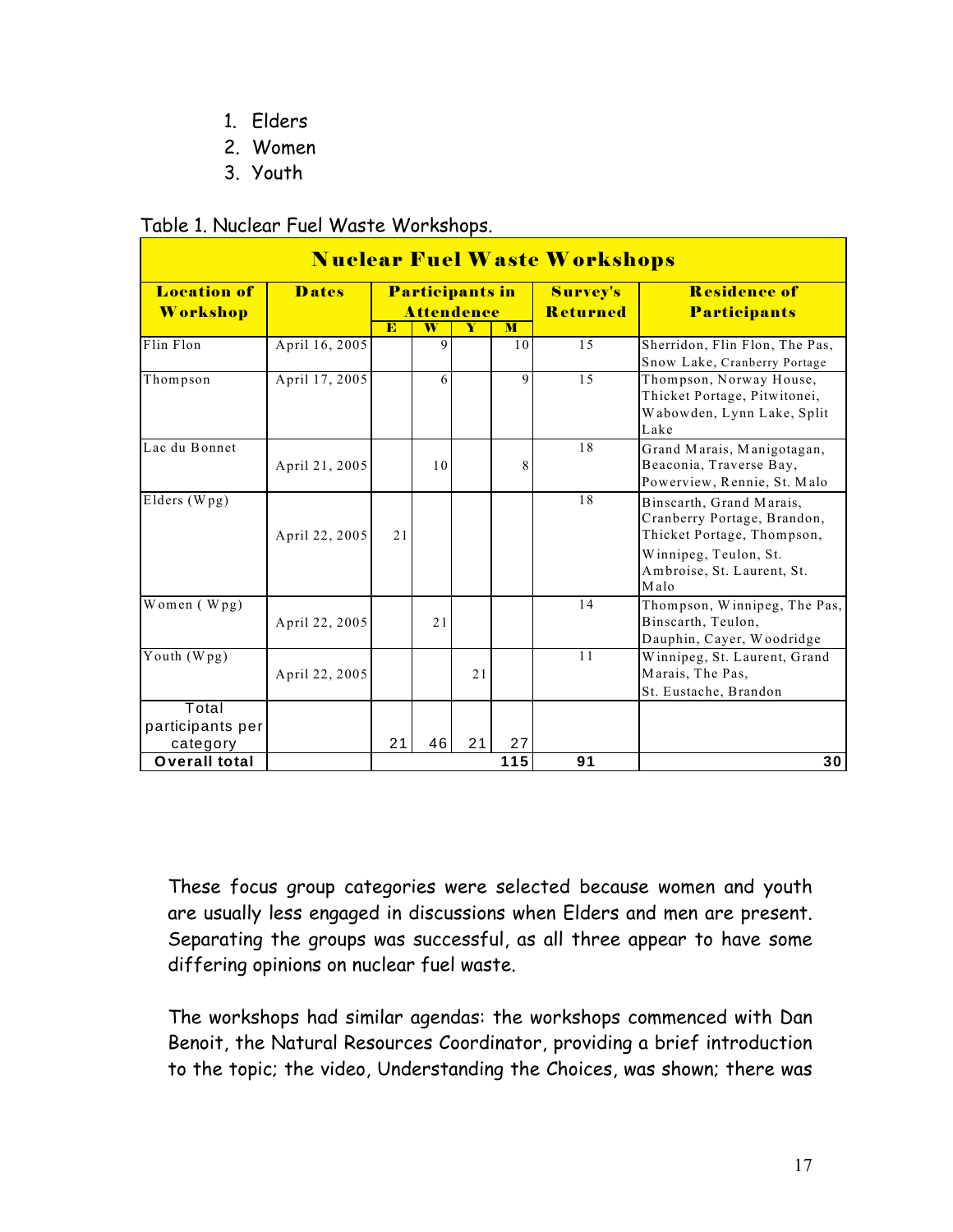1. Elders
2. Women
3. Youth

Table 1. Nuclear Fuel Waste Workshops.

| Nuclear Fuel Waste Workshops | | | | | | | |
|---|---|---|---|---|---|---|---|
| **Location of Workshop** | **Dates** | **Participants in Attendence** | | | | **Survey's Returned** | **Residence of Participants** |
| | | **E** | **W** | **Y** | **M** | | |
| Flin Flon | April 16, 2005 | | 9 | | 10 | 15 | Sherridon, Flin Flon, The Pas, Snow Lake, Cranberry Portage |
| Thompson | April 17, 2005 | | 6 | | 9 | 15 | Thompson, Norway House, Thicket Portage, Pitwitonei, Wabowden, Lynn Lake, Split Lake |
| Lac du Bonnet | April 21, 2005 | | 10 | | 8 | 18 | Grand Marais, Manigotagan, Beaconia, Traverse Bay, Powerview, Rennie, St. Malo |
| Elders (Wpg) | April 22, 2005 | 21 | | | | 18 | Binscarth, Grand Marais, Cranberry Portage, Brandon, Thicket Portage, Thompson, Winnipeg, Teulon, St. Ambroise, St. Laurent, St. Malo |
| Women ( Wpg) | April 22, 2005 | | 21 | | | 14 | Thompson, Winnipeg, The Pas, Binscarth, Teulon, Dauphin, Cayer, Woodridge |
| Youth (Wpg) | April 22, 2005 | | | 21 | | 11 | Winnipeg, St. Laurent, Grand Marais, The Pas, St. Eustache, Brandon |
| Total participants per category | | 21 | 46 | 21 | 27 | | |
| **Overall total** | | | | | **115** | **91** | **30** |

These focus group categories were selected because women and youth are usually less engaged in discussions when Elders and men are present. Separating the groups was successful, as all three appear to have some differing opinions on nuclear fuel waste.

The workshops had similar agendas: the workshops commenced with Dan Benoit, the Natural Resources Coordinator, providing a brief introduction to the topic; the video, Understanding the Choices, was shown; there was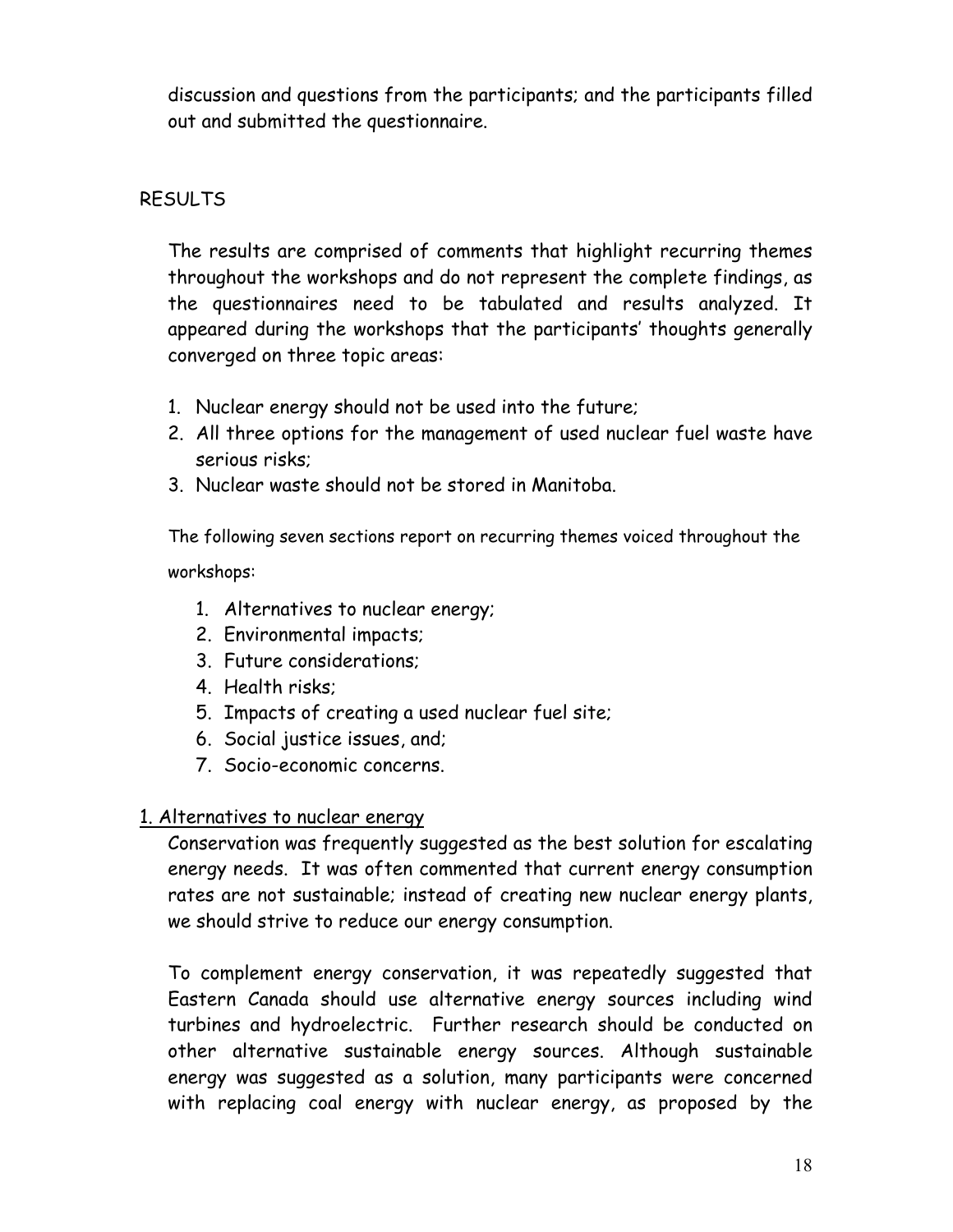discussion and questions from the participants; and the participants filled out and submitted the questionnaire.

## RESULTS

The results are comprised of comments that highlight recurring themes throughout the workshops and do not represent the complete findings, as the questionnaires need to be tabulated and results analyzed. It appeared during the workshops that the participants' thoughts generally converged on three topic areas:

1. Nuclear energy should not be used into the future;
2. All three options for the management of used nuclear fuel waste have serious risks;
3. Nuclear waste should not be stored in Manitoba.

The following seven sections report on recurring themes voiced throughout the workshops:

1. Alternatives to nuclear energy;
2. Environmental impacts;
3. Future considerations;
4. Health risks;
5. Impacts of creating a used nuclear fuel site;
6. Social justice issues, and;
7. Socio-economic concerns.

### 1. Alternatives to nuclear energy

Conservation was frequently suggested as the best solution for escalating energy needs. It was often commented that current energy consumption rates are not sustainable; instead of creating new nuclear energy plants, we should strive to reduce our energy consumption.

To complement energy conservation, it was repeatedly suggested that Eastern Canada should use alternative energy sources including wind turbines and hydroelectric. Further research should be conducted on other alternative sustainable energy sources. Although sustainable energy was suggested as a solution, many participants were concerned with replacing coal energy with nuclear energy, as proposed by the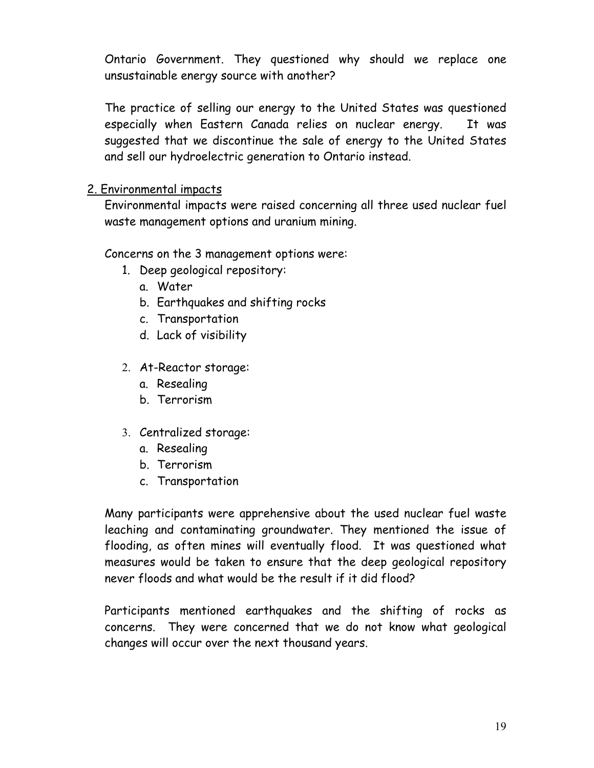Ontario Government. They questioned why should we replace one unsustainable energy source with another?

The practice of selling our energy to the United States was questioned especially when Eastern Canada relies on nuclear energy. It was suggested that we discontinue the sale of energy to the United States and sell our hydroelectric generation to Ontario instead.

2. <u>Environmental impacts</u>

Environmental impacts were raised concerning all three used nuclear fuel waste management options and uranium mining.

Concerns on the 3 management options were:

1. Deep geological repository:
   a. Water
   b. Earthquakes and shifting rocks
   c. Transportation
   d. Lack of visibility

2. At-Reactor storage:
   a. Resealing
   b. Terrorism

3. Centralized storage:
   a. Resealing
   b. Terrorism
   c. Transportation

Many participants were apprehensive about the used nuclear fuel waste leaching and contaminating groundwater. They mentioned the issue of flooding, as often mines will eventually flood. It was questioned what measures would be taken to ensure that the deep geological repository never floods and what would be the result if it did flood?

Participants mentioned earthquakes and the shifting of rocks as concerns. They were concerned that we do not know what geological changes will occur over the next thousand years.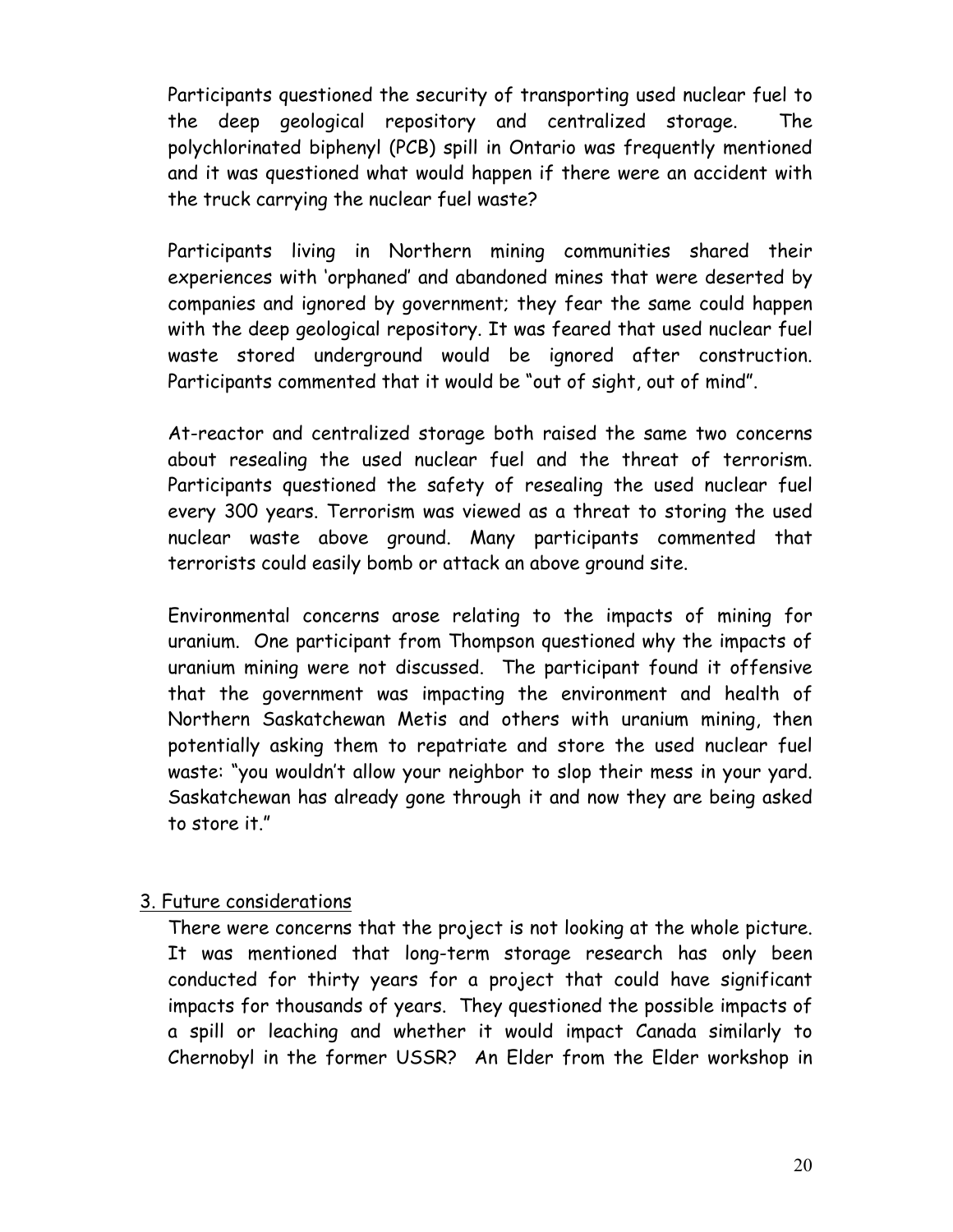Participants questioned the security of transporting used nuclear fuel to the deep geological repository and centralized storage. The polychlorinated biphenyl (PCB) spill in Ontario was frequently mentioned and it was questioned what would happen if there were an accident with the truck carrying the nuclear fuel waste?

Participants living in Northern mining communities shared their experiences with 'orphaned' and abandoned mines that were deserted by companies and ignored by government; they fear the same could happen with the deep geological repository. It was feared that used nuclear fuel waste stored underground would be ignored after construction. Participants commented that it would be "out of sight, out of mind".

At-reactor and centralized storage both raised the same two concerns about resealing the used nuclear fuel and the threat of terrorism. Participants questioned the safety of resealing the used nuclear fuel every 300 years. Terrorism was viewed as a threat to storing the used nuclear waste above ground. Many participants commented that terrorists could easily bomb or attack an above ground site.

Environmental concerns arose relating to the impacts of mining for uranium. One participant from Thompson questioned why the impacts of uranium mining were not discussed. The participant found it offensive that the government was impacting the environment and health of Northern Saskatchewan Metis and others with uranium mining, then potentially asking them to repatriate and store the used nuclear fuel waste: "you wouldn't allow your neighbor to slop their mess in your yard. Saskatchewan has already gone through it and now they are being asked to store it."

3. Future considerations

There were concerns that the project is not looking at the whole picture. It was mentioned that long-term storage research has only been conducted for thirty years for a project that could have significant impacts for thousands of years. They questioned the possible impacts of a spill or leaching and whether it would impact Canada similarly to Chernobyl in the former USSR? An Elder from the Elder workshop in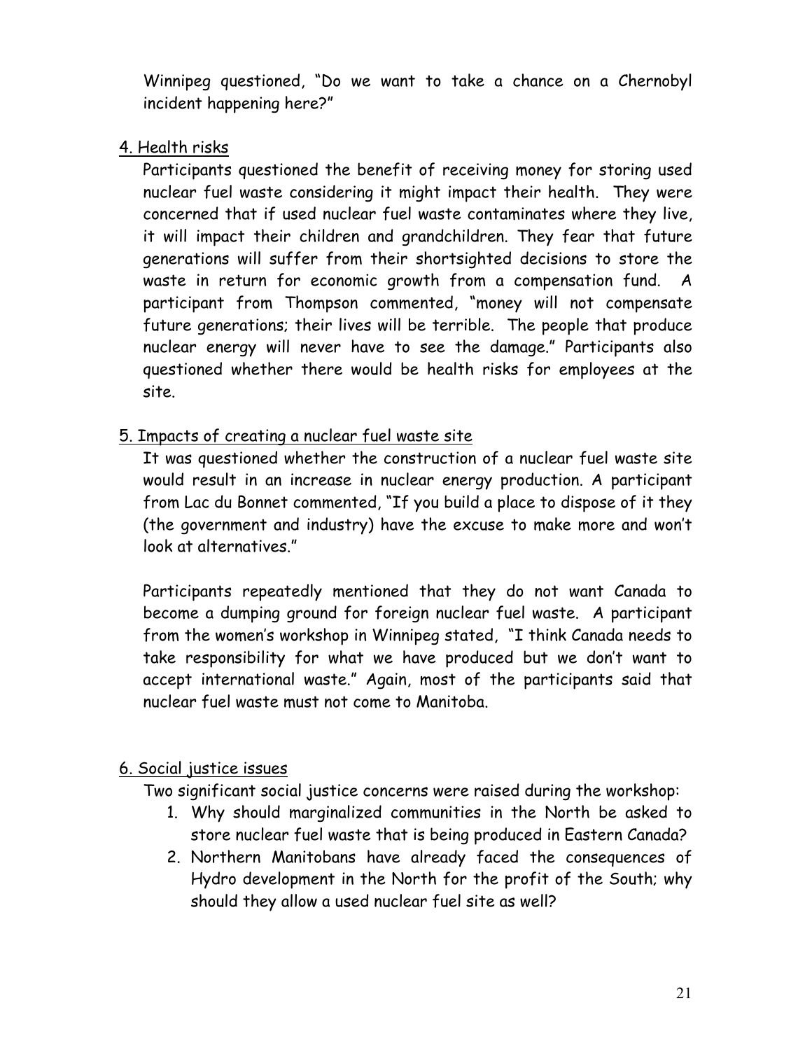Winnipeg questioned, "Do we want to take a chance on a Chernobyl incident happening here?"

4. Health risks

Participants questioned the benefit of receiving money for storing used nuclear fuel waste considering it might impact their health. They were concerned that if used nuclear fuel waste contaminates where they live, it will impact their children and grandchildren. They fear that future generations will suffer from their shortsighted decisions to store the waste in return for economic growth from a compensation fund. A participant from Thompson commented, "money will not compensate future generations; their lives will be terrible. The people that produce nuclear energy will never have to see the damage." Participants also questioned whether there would be health risks for employees at the site.

5. Impacts of creating a nuclear fuel waste site

It was questioned whether the construction of a nuclear fuel waste site would result in an increase in nuclear energy production. A participant from Lac du Bonnet commented, "If you build a place to dispose of it they (the government and industry) have the excuse to make more and won't look at alternatives."

Participants repeatedly mentioned that they do not want Canada to become a dumping ground for foreign nuclear fuel waste. A participant from the women's workshop in Winnipeg stated, "I think Canada needs to take responsibility for what we have produced but we don't want to accept international waste." Again, most of the participants said that nuclear fuel waste must not come to Manitoba.

6. Social justice issues

Two significant social justice concerns were raised during the workshop:

1. Why should marginalized communities in the North be asked to store nuclear fuel waste that is being produced in Eastern Canada?
2. Northern Manitobans have already faced the consequences of Hydro development in the North for the profit of the South; why should they allow a used nuclear fuel site as well?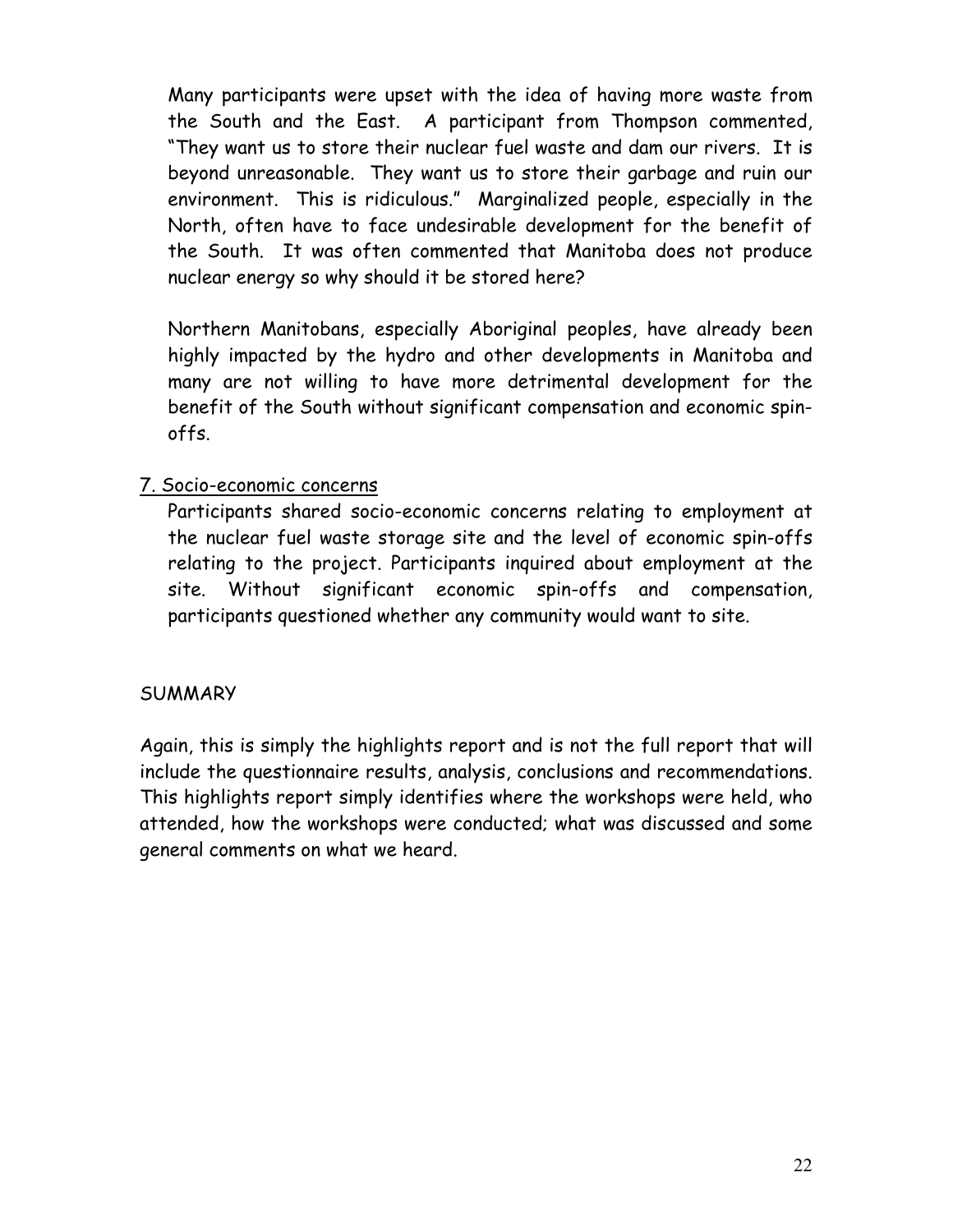Many participants were upset with the idea of having more waste from the South and the East. A participant from Thompson commented, "They want us to store their nuclear fuel waste and dam our rivers. It is beyond unreasonable. They want us to store their garbage and ruin our environment. This is ridiculous." Marginalized people, especially in the North, often have to face undesirable development for the benefit of the South. It was often commented that Manitoba does not produce nuclear energy so why should it be stored here?

Northern Manitobans, especially Aboriginal peoples, have already been highly impacted by the hydro and other developments in Manitoba and many are not willing to have more detrimental development for the benefit of the South without significant compensation and economic spin-offs.

7. Socio-economic concerns

Participants shared socio-economic concerns relating to employment at the nuclear fuel waste storage site and the level of economic spin-offs relating to the project. Participants inquired about employment at the site. Without significant economic spin-offs and compensation, participants questioned whether any community would want to site.

SUMMARY

Again, this is simply the highlights report and is not the full report that will include the questionnaire results, analysis, conclusions and recommendations. This highlights report simply identifies where the workshops were held, who attended, how the workshops were conducted; what was discussed and some general comments on what we heard.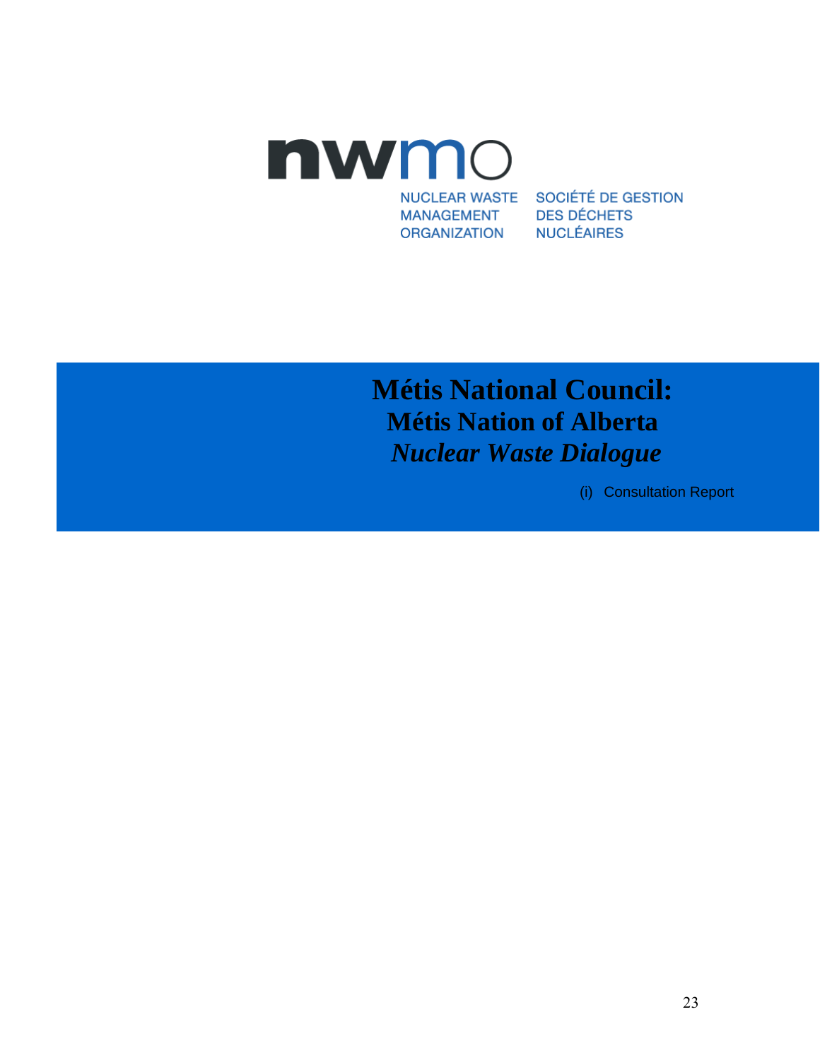NUCLEAR WASTE MANAGEMENT ORGANIZATION

SOCIÉTÉ DE GESTION DES DÉCHETS NUCLÉAIRES

# Métis National Council:

## Métis Nation of Alberta

## *Nuclear Waste Dialogue*

(i) Consultation Report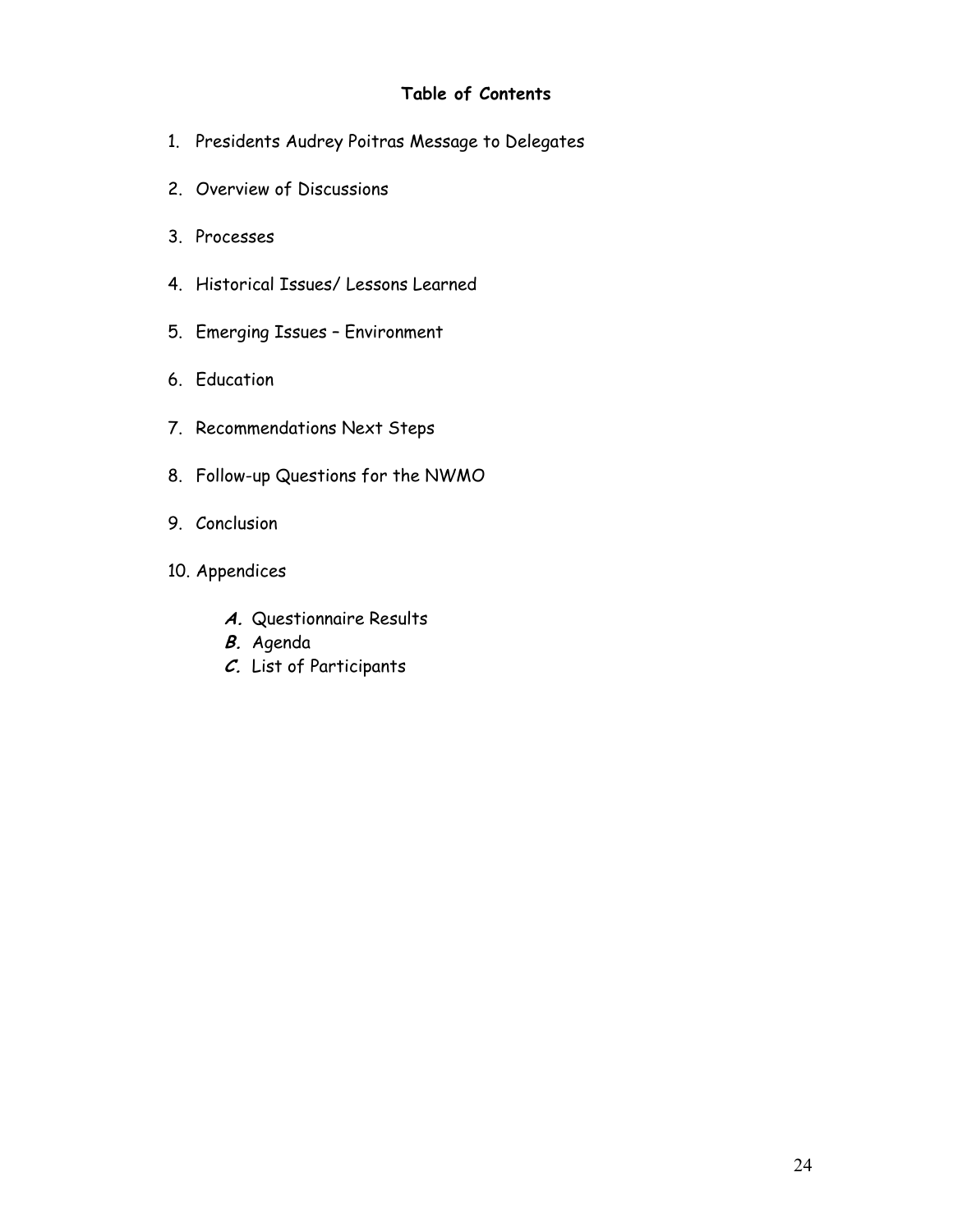## Table of Contents

1. Presidents Audrey Poitras Message to Delegates
2. Overview of Discussions
3. Processes
4. Historical Issues/ Lessons Learned
5. Emerging Issues – Environment
6. Education
7. Recommendations Next Steps
8. Follow-up Questions for the NWMO
9. Conclusion
10. Appendices

    ***A.*** Questionnaire Results
    ***B.*** Agenda
    ***C.*** List of Participants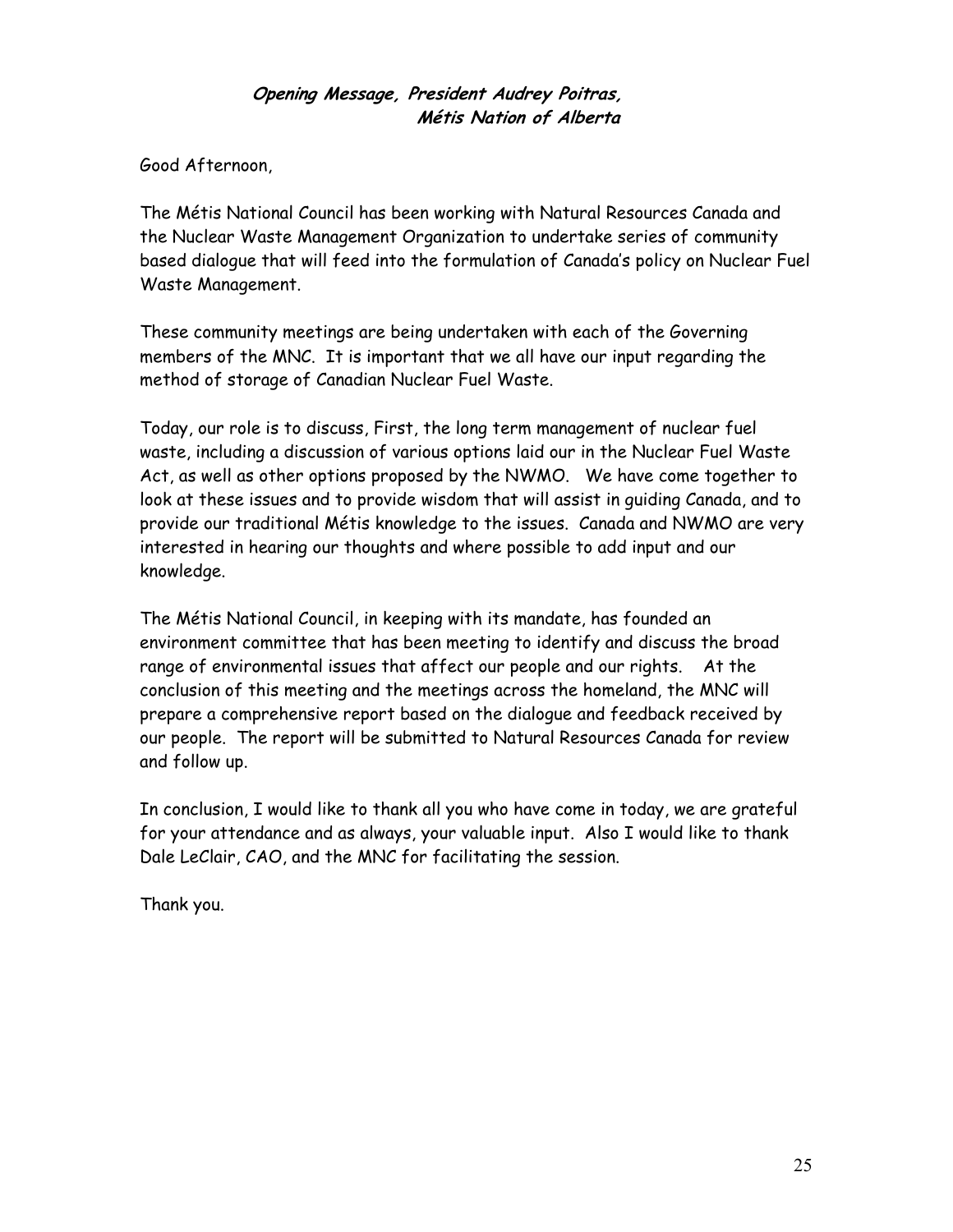### *Opening Message, President Audrey Poitras, Métis Nation of Alberta*

Good Afternoon,

The Métis National Council has been working with Natural Resources Canada and the Nuclear Waste Management Organization to undertake series of community based dialogue that will feed into the formulation of Canada's policy on Nuclear Fuel Waste Management.

These community meetings are being undertaken with each of the Governing members of the MNC. It is important that we all have our input regarding the method of storage of Canadian Nuclear Fuel Waste.

Today, our role is to discuss, First, the long term management of nuclear fuel waste, including a discussion of various options laid our in the Nuclear Fuel Waste Act, as well as other options proposed by the NWMO. We have come together to look at these issues and to provide wisdom that will assist in guiding Canada, and to provide our traditional Métis knowledge to the issues. Canada and NWMO are very interested in hearing our thoughts and where possible to add input and our knowledge.

The Métis National Council, in keeping with its mandate, has founded an environment committee that has been meeting to identify and discuss the broad range of environmental issues that affect our people and our rights. At the conclusion of this meeting and the meetings across the homeland, the MNC will prepare a comprehensive report based on the dialogue and feedback received by our people. The report will be submitted to Natural Resources Canada for review and follow up.

In conclusion, I would like to thank all you who have come in today, we are grateful for your attendance and as always, your valuable input. Also I would like to thank Dale LeClair, CAO, and the MNC for facilitating the session.

Thank you.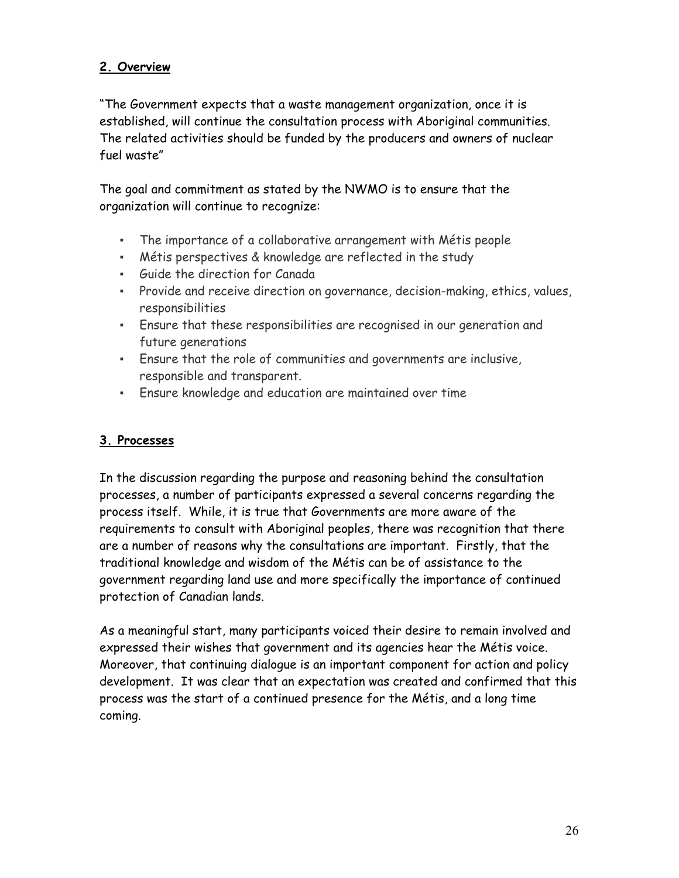## 2. Overview

"The Government expects that a waste management organization, once it is established, will continue the consultation process with Aboriginal communities. The related activities should be funded by the producers and owners of nuclear fuel waste"

The goal and commitment as stated by the NWMO is to ensure that the organization will continue to recognize:

- The importance of a collaborative arrangement with Métis people
- Métis perspectives & knowledge are reflected in the study
- Guide the direction for Canada
- Provide and receive direction on governance, decision-making, ethics, values, responsibilities
- Ensure that these responsibilities are recognised in our generation and future generations
- Ensure that the role of communities and governments are inclusive, responsible and transparent.
- Ensure knowledge and education are maintained over time

## 3. Processes

In the discussion regarding the purpose and reasoning behind the consultation processes, a number of participants expressed a several concerns regarding the process itself. While, it is true that Governments are more aware of the requirements to consult with Aboriginal peoples, there was recognition that there are a number of reasons why the consultations are important. Firstly, that the traditional knowledge and wisdom of the Métis can be of assistance to the government regarding land use and more specifically the importance of continued protection of Canadian lands.

As a meaningful start, many participants voiced their desire to remain involved and expressed their wishes that government and its agencies hear the Métis voice. Moreover, that continuing dialogue is an important component for action and policy development. It was clear that an expectation was created and confirmed that this process was the start of a continued presence for the Métis, and a long time coming.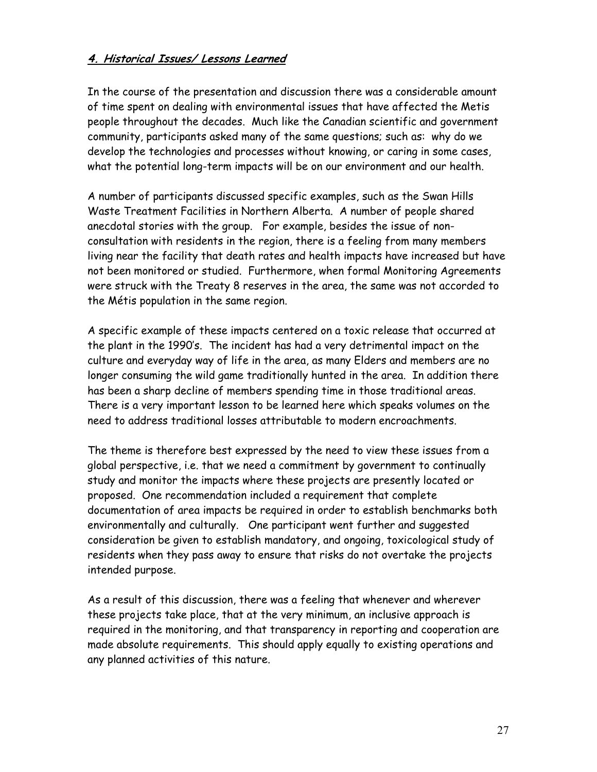## 4. Historical Issues/ Lessons Learned

In the course of the presentation and discussion there was a considerable amount of time spent on dealing with environmental issues that have affected the Metis people throughout the decades. Much like the Canadian scientific and government community, participants asked many of the same questions; such as: why do we develop the technologies and processes without knowing, or caring in some cases, what the potential long-term impacts will be on our environment and our health.

A number of participants discussed specific examples, such as the Swan Hills Waste Treatment Facilities in Northern Alberta. A number of people shared anecdotal stories with the group. For example, besides the issue of non-consultation with residents in the region, there is a feeling from many members living near the facility that death rates and health impacts have increased but have not been monitored or studied. Furthermore, when formal Monitoring Agreements were struck with the Treaty 8 reserves in the area, the same was not accorded to the Métis population in the same region.

A specific example of these impacts centered on a toxic release that occurred at the plant in the 1990's. The incident has had a very detrimental impact on the culture and everyday way of life in the area, as many Elders and members are no longer consuming the wild game traditionally hunted in the area. In addition there has been a sharp decline of members spending time in those traditional areas. There is a very important lesson to be learned here which speaks volumes on the need to address traditional losses attributable to modern encroachments.

The theme is therefore best expressed by the need to view these issues from a global perspective, i.e. that we need a commitment by government to continually study and monitor the impacts where these projects are presently located or proposed. One recommendation included a requirement that complete documentation of area impacts be required in order to establish benchmarks both environmentally and culturally. One participant went further and suggested consideration be given to establish mandatory, and ongoing, toxicological study of residents when they pass away to ensure that risks do not overtake the projects intended purpose.

As a result of this discussion, there was a feeling that whenever and wherever these projects take place, that at the very minimum, an inclusive approach is required in the monitoring, and that transparency in reporting and cooperation are made absolute requirements. This should apply equally to existing operations and any planned activities of this nature.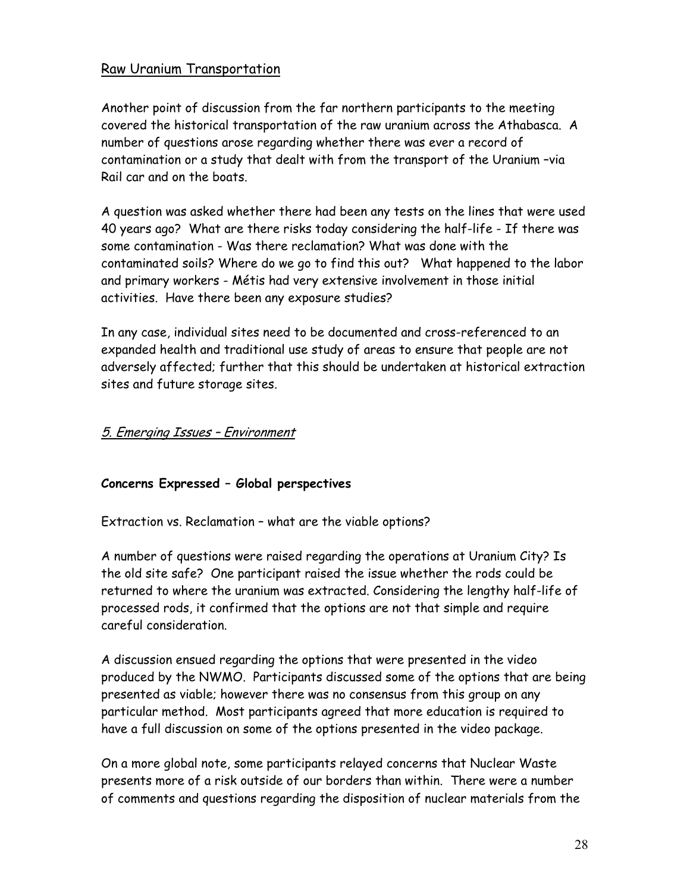## Raw Uranium Transportation

Another point of discussion from the far northern participants to the meeting covered the historical transportation of the raw uranium across the Athabasca. A number of questions arose regarding whether there was ever a record of contamination or a study that dealt with from the transport of the Uranium –via Rail car and on the boats.

A question was asked whether there had been any tests on the lines that were used 40 years ago? What are there risks today considering the half-life - If there was some contamination - Was there reclamation? What was done with the contaminated soils? Where do we go to find this out? What happened to the labor and primary workers - Métis had very extensive involvement in those initial activities. Have there been any exposure studies?

In any case, individual sites need to be documented and cross-referenced to an expanded health and traditional use study of areas to ensure that people are not adversely affected; further that this should be undertaken at historical extraction sites and future storage sites.

## *5. Emerging Issues – Environment*

**Concerns Expressed – Global perspectives**

Extraction vs. Reclamation – what are the viable options?

A number of questions were raised regarding the operations at Uranium City? Is the old site safe? One participant raised the issue whether the rods could be returned to where the uranium was extracted. Considering the lengthy half-life of processed rods, it confirmed that the options are not that simple and require careful consideration.

A discussion ensued regarding the options that were presented in the video produced by the NWMO. Participants discussed some of the options that are being presented as viable; however there was no consensus from this group on any particular method. Most participants agreed that more education is required to have a full discussion on some of the options presented in the video package.

On a more global note, some participants relayed concerns that Nuclear Waste presents more of a risk outside of our borders than within. There were a number of comments and questions regarding the disposition of nuclear materials from the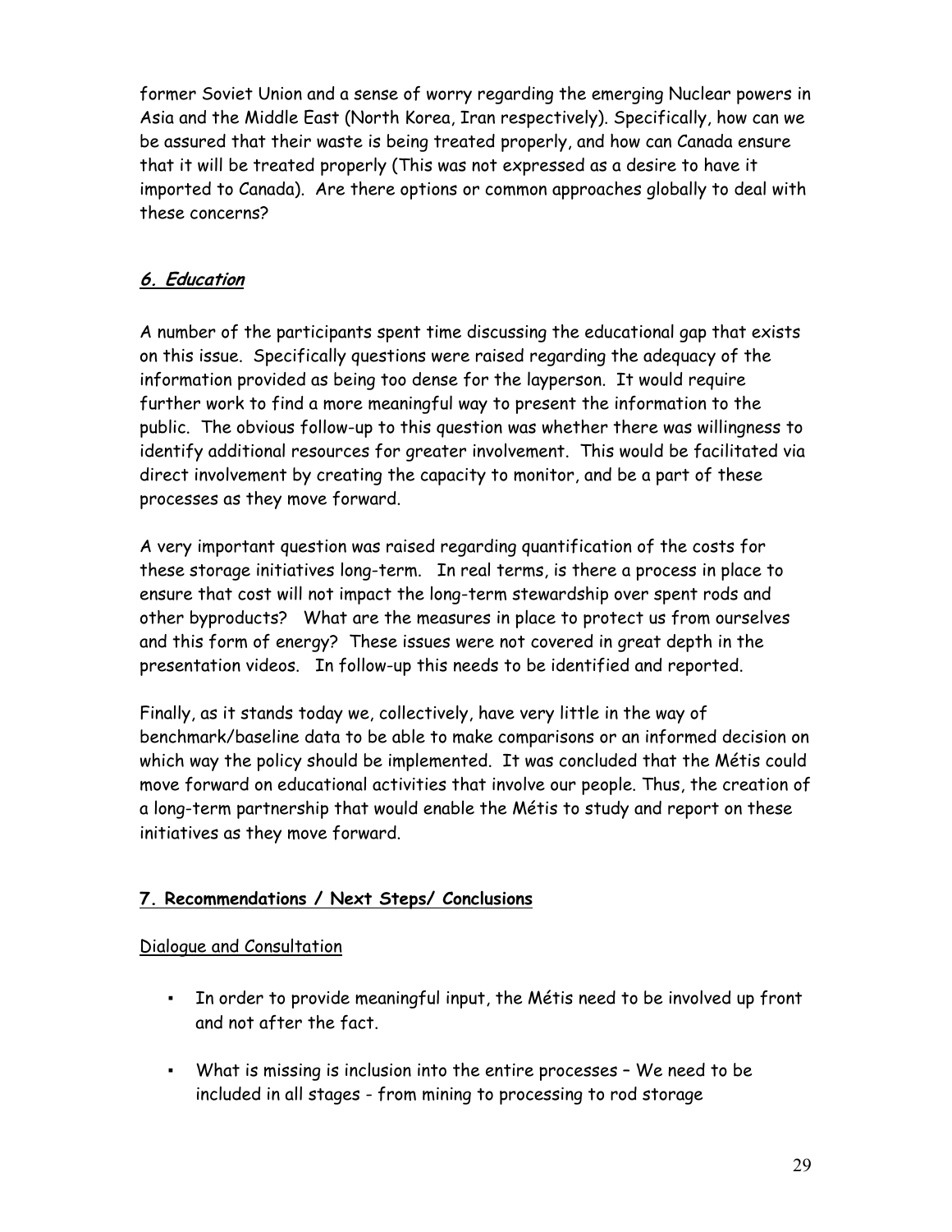former Soviet Union and a sense of worry regarding the emerging Nuclear powers in Asia and the Middle East (North Korea, Iran respectively). Specifically, how can we be assured that their waste is being treated properly, and how can Canada ensure that it will be treated properly (This was not expressed as a desire to have it imported to Canada). Are there options or common approaches globally to deal with these concerns?

## ***6. Education***

A number of the participants spent time discussing the educational gap that exists on this issue. Specifically questions were raised regarding the adequacy of the information provided as being too dense for the layperson. It would require further work to find a more meaningful way to present the information to the public. The obvious follow-up to this question was whether there was willingness to identify additional resources for greater involvement. This would be facilitated via direct involvement by creating the capacity to monitor, and be a part of these processes as they move forward.

A very important question was raised regarding quantification of the costs for these storage initiatives long-term. In real terms, is there a process in place to ensure that cost will not impact the long-term stewardship over spent rods and other byproducts? What are the measures in place to protect us from ourselves and this form of energy? These issues were not covered in great depth in the presentation videos. In follow-up this needs to be identified and reported.

Finally, as it stands today we, collectively, have very little in the way of benchmark/baseline data to be able to make comparisons or an informed decision on which way the policy should be implemented. It was concluded that the Métis could move forward on educational activities that involve our people. Thus, the creation of a long-term partnership that would enable the Métis to study and report on these initiatives as they move forward.

## **7. Recommendations / Next Steps/ Conclusions**

Dialogue and Consultation

- In order to provide meaningful input, the Métis need to be involved up front and not after the fact.
- What is missing is inclusion into the entire processes – We need to be included in all stages - from mining to processing to rod storage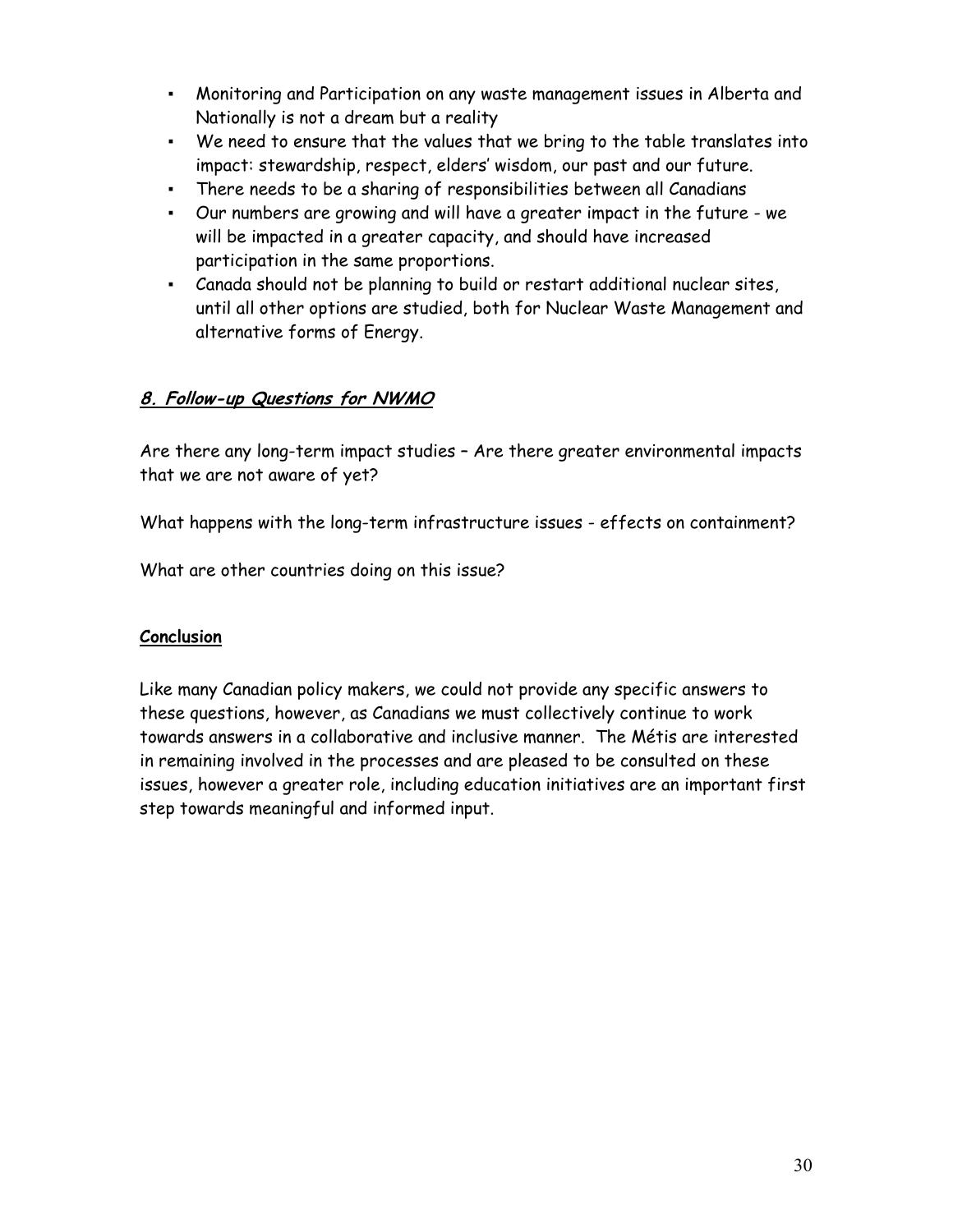- Monitoring and Participation on any waste management issues in Alberta and Nationally is not a dream but a reality
- We need to ensure that the values that we bring to the table translates into impact: stewardship, respect, elders' wisdom, our past and our future.
- There needs to be a sharing of responsibilities between all Canadians
- Our numbers are growing and will have a greater impact in the future - we will be impacted in a greater capacity, and should have increased participation in the same proportions.
- Canada should not be planning to build or restart additional nuclear sites, until all other options are studied, both for Nuclear Waste Management and alternative forms of Energy.

## *8. Follow-up Questions for NWMO*

Are there any long-term impact studies – Are there greater environmental impacts that we are not aware of yet?

What happens with the long-term infrastructure issues - effects on containment?

What are other countries doing on this issue?

## **Conclusion**

Like many Canadian policy makers, we could not provide any specific answers to these questions, however, as Canadians we must collectively continue to work towards answers in a collaborative and inclusive manner. The Métis are interested in remaining involved in the processes and are pleased to be consulted on these issues, however a greater role, including education initiatives are an important first step towards meaningful and informed input.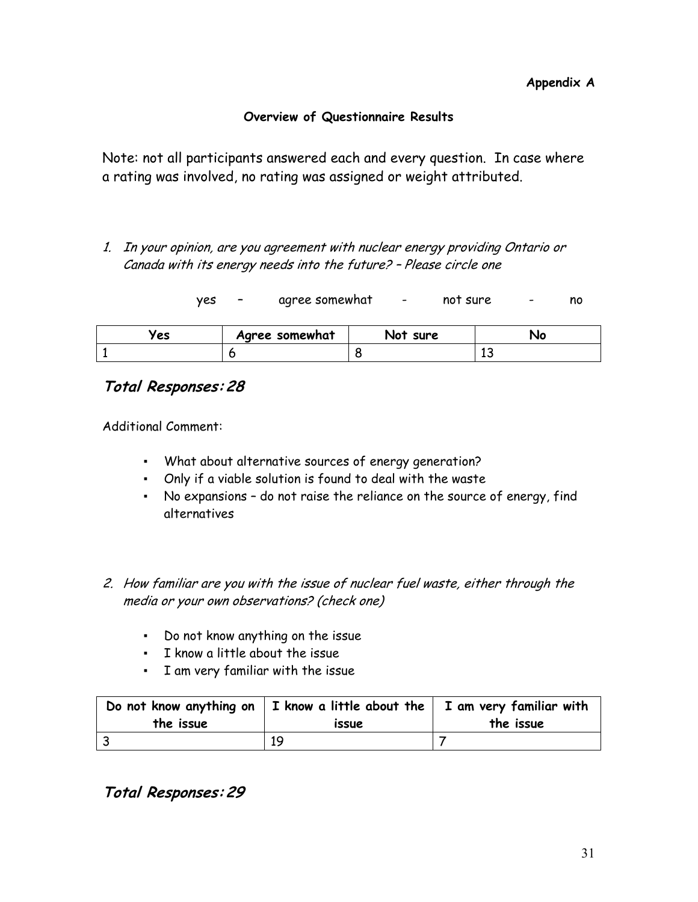**Appendix A**

## Overview of Questionnaire Results

Note: not all participants answered each and every question. In case where a rating was involved, no rating was assigned or weight attributed.

1. *In your opinion, are you agreement with nuclear energy providing Ontario or Canada with its energy needs into the future? – Please circle one*

yes – agree somewhat - not sure - no

| Yes | Agree somewhat | Not sure | No |
|---|---|---|---|
| 1 | 6 | 8 | 13 |

***Total Responses: 28***

Additional Comment:

- What about alternative sources of energy generation?
- Only if a viable solution is found to deal with the waste
- No expansions – do not raise the reliance on the source of energy, find alternatives

2. *How familiar are you with the issue of nuclear fuel waste, either through the media or your own observations? (check one)*

- Do not know anything on the issue
- I know a little about the issue
- I am very familiar with the issue

| Do not know anything on the issue | I know a little about the issue | I am very familiar with the issue |
|---|---|---|
| 3 | 19 | 7 |

***Total Responses: 29***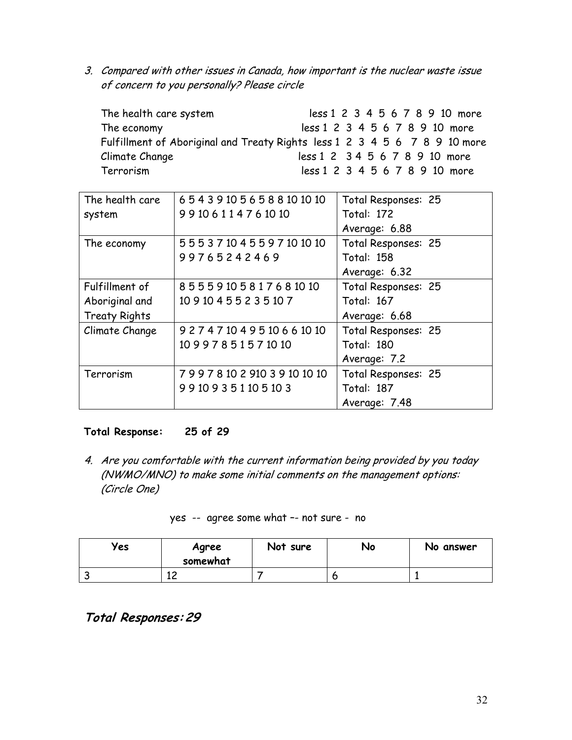3. *Compared with other issues in Canada, how important is the nuclear waste issue of concern to you personally? Please circle*

| | |
|---|---|
| The health care system | less 1 2 3 4 5 6 7 8 9 10 more |
| The economy | less 1 2 3 4 5 6 7 8 9 10 more |
| Fulfillment of Aboriginal and Treaty Rights | less 1 2 3 4 5 6 7 8 9 10 more |
| Climate Change | less 1 2 3 4 5 6 7 8 9 10 more |
| Terrorism | less 1 2 3 4 5 6 7 8 9 10 more |

| | | |
|---|---|---|
| The health care system | 6 5 4 3 9 10 5 6 5 8 8 10 10 10 9 9 10 6 1 1 4 7 6 10 10 | Total Responses: 25<br>Total: 172<br>Average: 6.88 |
| The economy | 5 5 5 3 7 10 4 5 5 9 7 10 10 10 9 9 7 6 5 2 4 2 4 6 9 | Total Responses: 25<br>Total: 158<br>Average: 6.32 |
| Fulfillment of Aboriginal and Treaty Rights | 8 5 5 5 9 10 5 8 1 7 6 8 10 10 10 9 10 4 5 5 2 3 5 10 7 | Total Responses: 25<br>Total: 167<br>Average: 6.68 |
| Climate Change | 9 2 7 4 7 10 4 9 5 10 6 6 10 10 10 9 9 7 8 5 1 5 7 10 10 | Total Responses: 25<br>Total: 180<br>Average: 7.2 |
| Terrorism | 7 9 9 7 8 10 2 910 3 9 10 10 10 9 9 10 9 3 5 1 10 5 10 3 | Total Responses: 25<br>Total: 187<br>Average: 7.48 |

**Total Response: 25 of 29**

4. *Are you comfortable with the current information being provided by you today (NWMO/MNO) to make some initial comments on the management options: (Circle One)*

yes -- agree some what –- not sure - no

| Yes | Agree somewhat | Not sure | No | No answer |
|---|---|---|---|---|
| 3 | 12 | 7 | 6 | 1 |

***Total Responses: 29***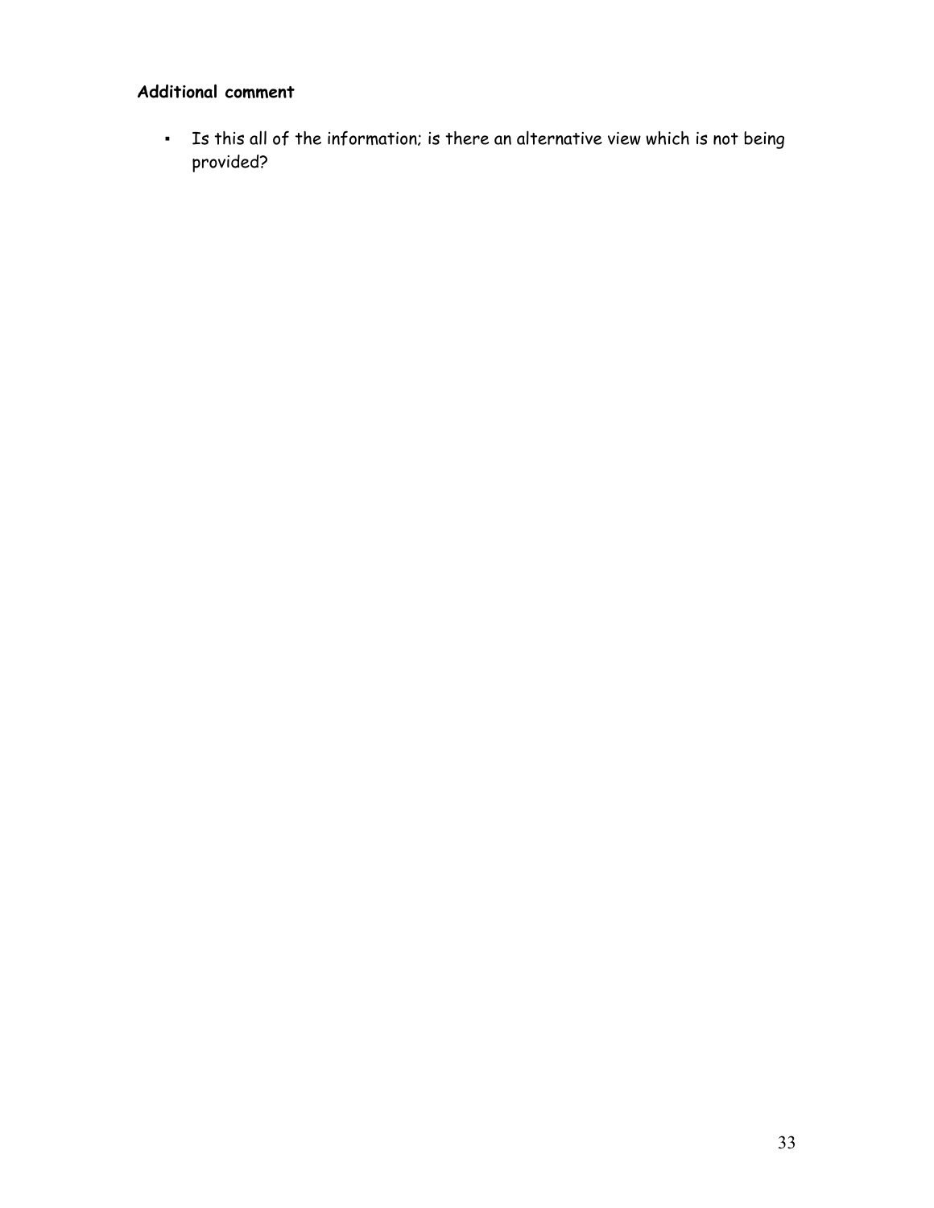**Additional comment**

- Is this all of the information; is there an alternative view which is not being provided?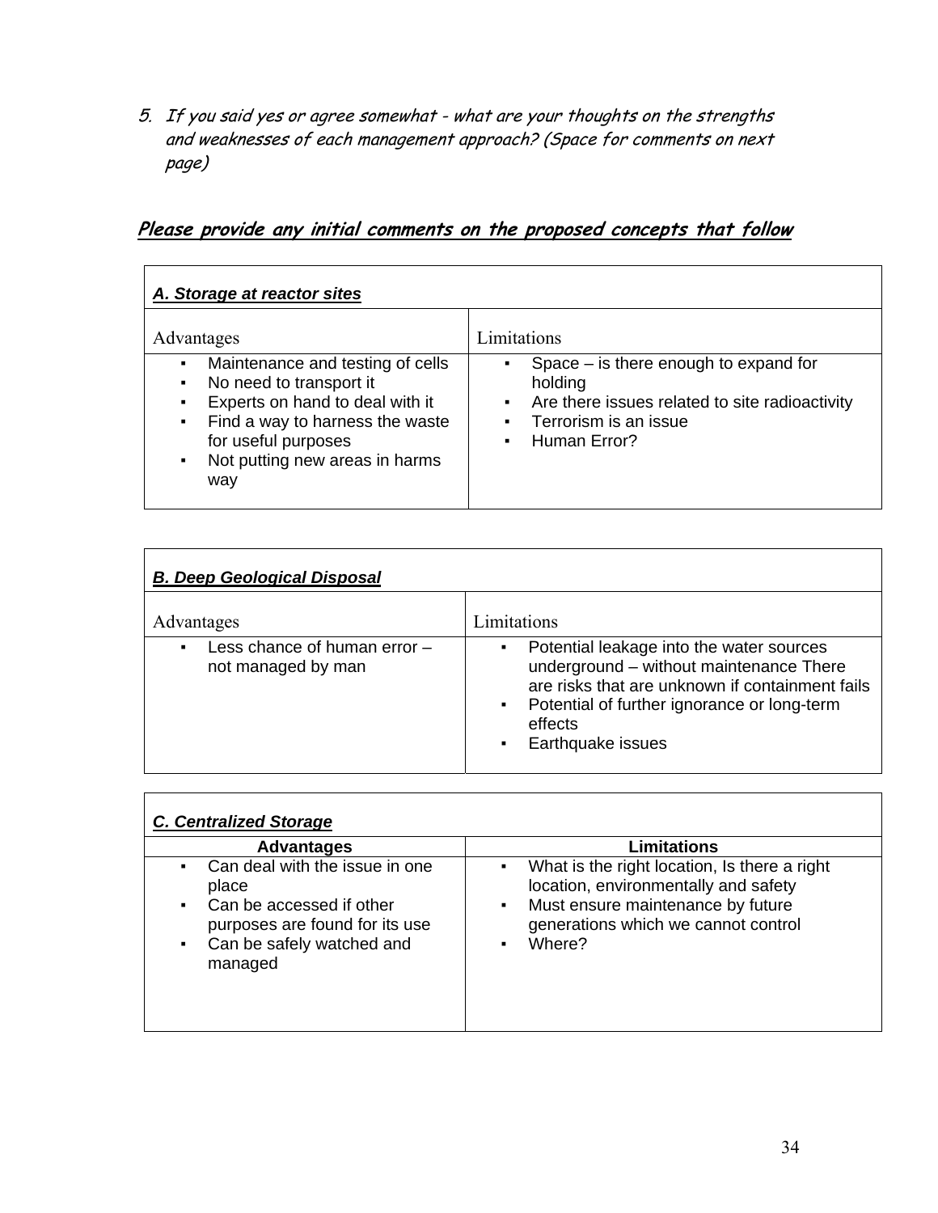5. *If you said yes or agree somewhat - what are your thoughts on the strengths and weaknesses of each management approach? (Space for comments on next page)*

***Please provide any initial comments on the proposed concepts that follow***

***A. Storage at reactor sites***

| Advantages | Limitations |
|---|---|
| ▪ Maintenance and testing of cells<br>▪ No need to transport it<br>▪ Experts on hand to deal with it<br>▪ Find a way to harness the waste for useful purposes<br>▪ Not putting new areas in harms way | ▪ Space – is there enough to expand for holding<br>▪ Are there issues related to site radioactivity<br>▪ Terrorism is an issue<br>▪ Human Error? |

***B. Deep Geological Disposal***

| Advantages | Limitations |
|---|---|
| ▪ Less chance of human error – not managed by man | ▪ Potential leakage into the water sources underground – without maintenance There are risks that are unknown if containment fails<br>▪ Potential of further ignorance or long-term effects<br>▪ Earthquake issues |

***C. Centralized Storage***

| **Advantages** | **Limitations** |
|---|---|
| ▪ Can deal with the issue in one place<br>▪ Can be accessed if other purposes are found for its use<br>▪ Can be safely watched and managed | ▪ What is the right location, Is there a right location, environmentally and safety<br>▪ Must ensure maintenance by future generations which we cannot control<br>▪ Where? |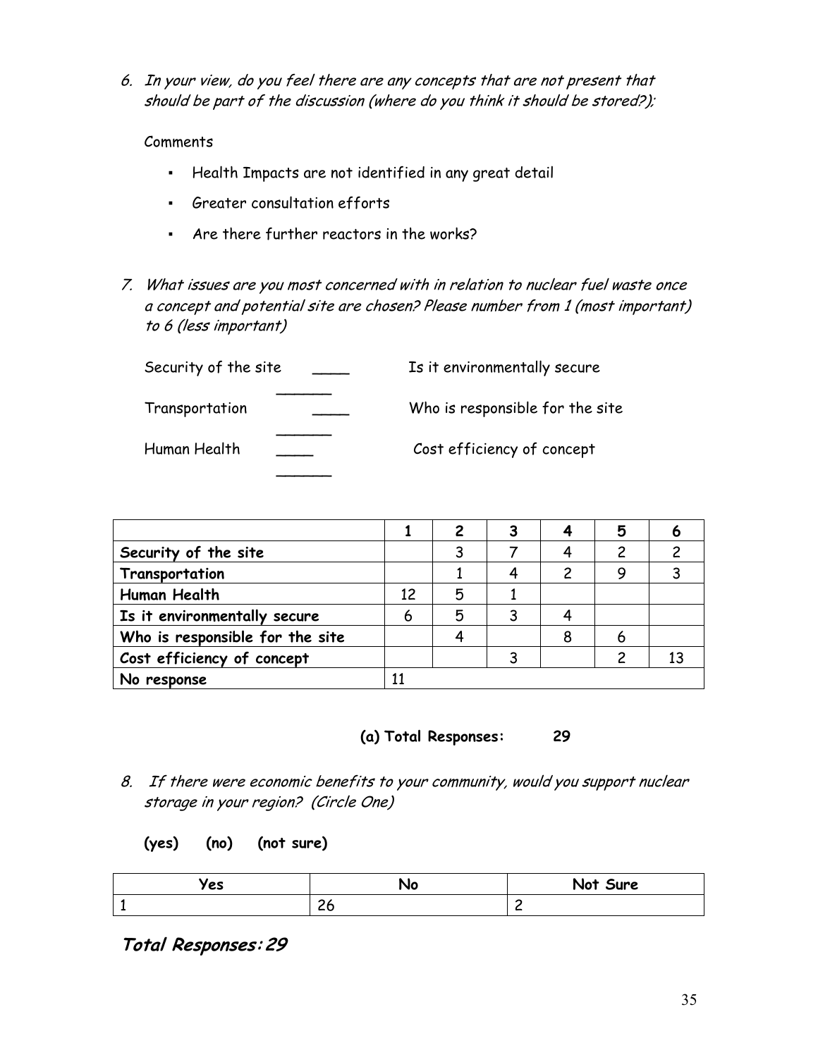6. *In your view, do you feel there are any concepts that are not present that should be part of the discussion (where do you think it should be stored?);*

   Comments

   - Health Impacts are not identified in any great detail
   - Greater consultation efforts
   - Are there further reactors in the works?

7. *What issues are you most concerned with in relation to nuclear fuel waste once a concept and potential site are chosen? Please number from 1 (most important) to 6 (less important)*

   Security of the site ____ ______ Is it environmentally secure

   Transportation ____ ______ Who is responsible for the site

   Human Health ____ ______ Cost efficiency of concept

| | 1 | 2 | 3 | 4 | 5 | 6 |
|---|---|---|---|---|---|---|
| **Security of the site** | | 3 | 7 | 4 | 2 | 2 |
| **Transportation** | | 1 | 4 | 2 | 9 | 3 |
| **Human Health** | 12 | 5 | 1 | | | |
| **Is it environmentally secure** | 6 | 5 | 3 | 4 | | |
| **Who is responsible for the site** | | 4 | | 8 | 6 | |
| **Cost efficiency of concept** | | | 3 | | 2 | 13 |
| **No response** | 11 | | | | | |

**(a) Total Responses: 29**

8. *If there were economic benefits to your community, would you support nuclear storage in your region? (Circle One)*

   **(yes) (no) (not sure)**

| Yes | No | Not Sure |
|---|---|---|
| 1 | 26 | 2 |

***Total Responses: 29***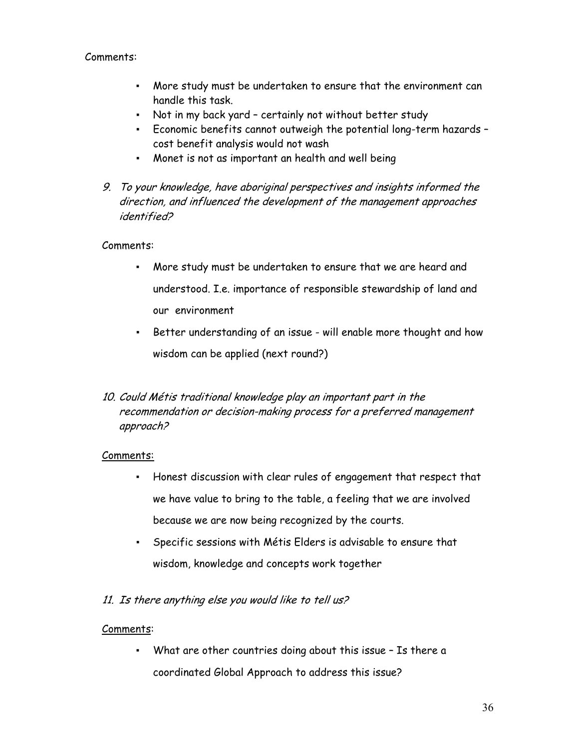Comments:

- More study must be undertaken to ensure that the environment can handle this task.
- Not in my back yard – certainly not without better study
- Economic benefits cannot outweigh the potential long-term hazards – cost benefit analysis would not wash
- Monet is not as important an health and well being

9. *To your knowledge, have aboriginal perspectives and insights informed the direction, and influenced the development of the management approaches identified?*

Comments:

- More study must be undertaken to ensure that we are heard and understood. I.e. importance of responsible stewardship of land and our environment
- Better understanding of an issue - will enable more thought and how wisdom can be applied (next round?)

10. *Could Métis traditional knowledge play an important part in the recommendation or decision-making process for a preferred management approach?*

Comments:

- Honest discussion with clear rules of engagement that respect that we have value to bring to the table, a feeling that we are involved because we are now being recognized by the courts.
- Specific sessions with Métis Elders is advisable to ensure that wisdom, knowledge and concepts work together

11. *Is there anything else you would like to tell us?*

Comments:

- What are other countries doing about this issue – Is there a coordinated Global Approach to address this issue?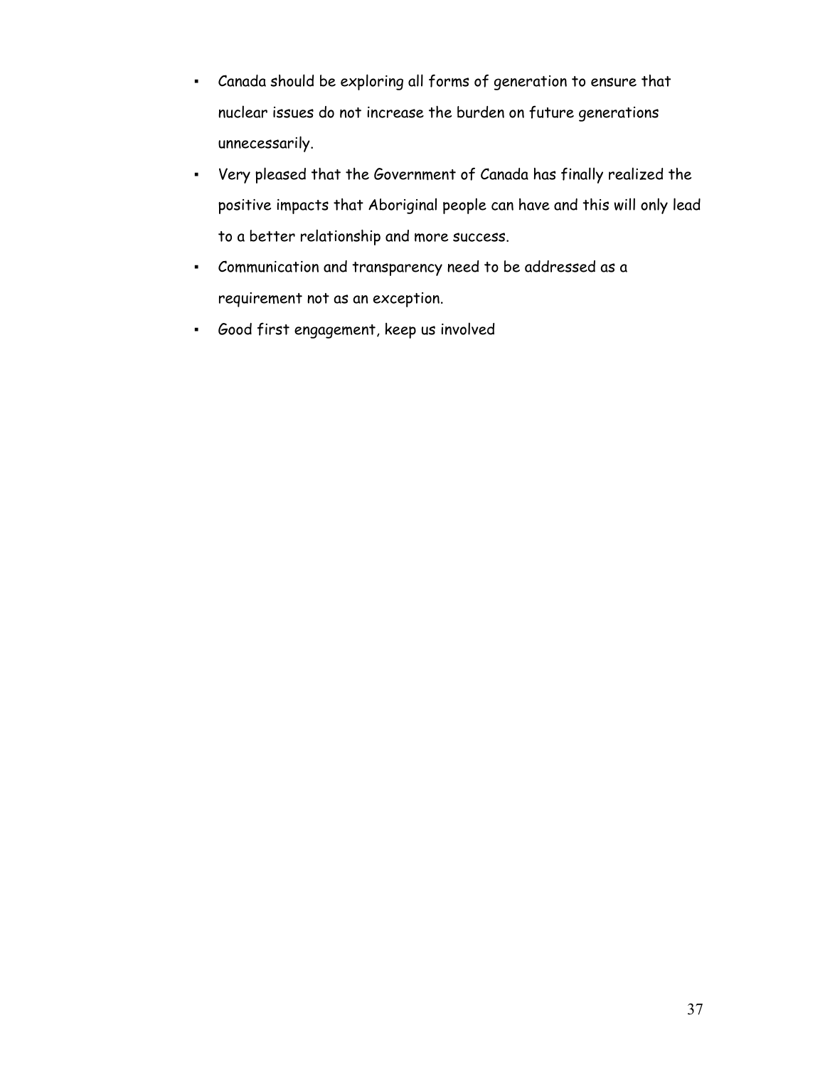- Canada should be exploring all forms of generation to ensure that nuclear issues do not increase the burden on future generations unnecessarily.
- Very pleased that the Government of Canada has finally realized the positive impacts that Aboriginal people can have and this will only lead to a better relationship and more success.
- Communication and transparency need to be addressed as a requirement not as an exception.
- Good first engagement, keep us involved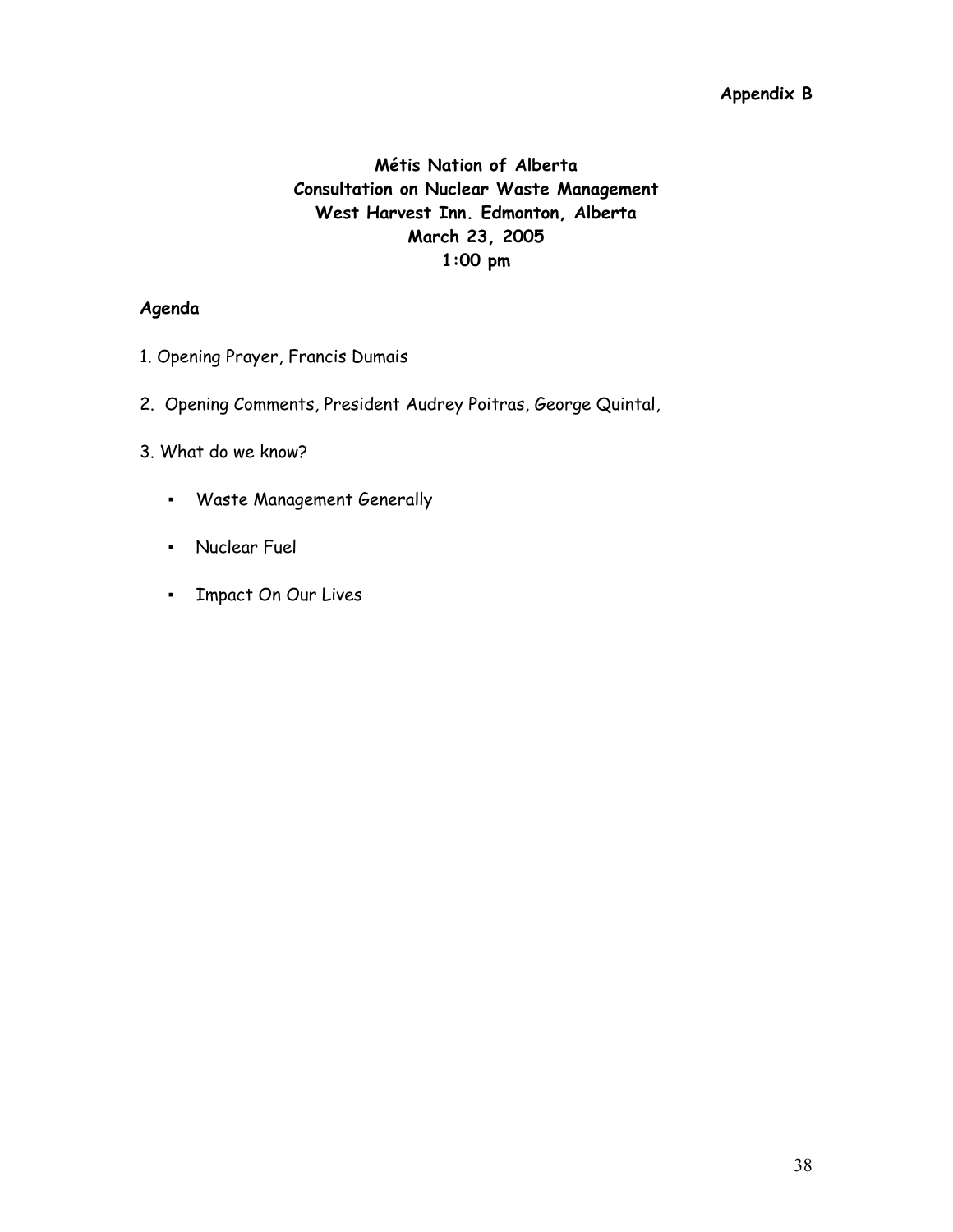**Appendix B**

**Métis Nation of Alberta**
**Consultation on Nuclear Waste Management**
**West Harvest Inn. Edmonton, Alberta**
**March 23, 2005**
**1:00 pm**

**Agenda**

1. Opening Prayer, Francis Dumais

2. Opening Comments, President Audrey Poitras, George Quintal,

3. What do we know?

   - Waste Management Generally
   - Nuclear Fuel
   - Impact On Our Lives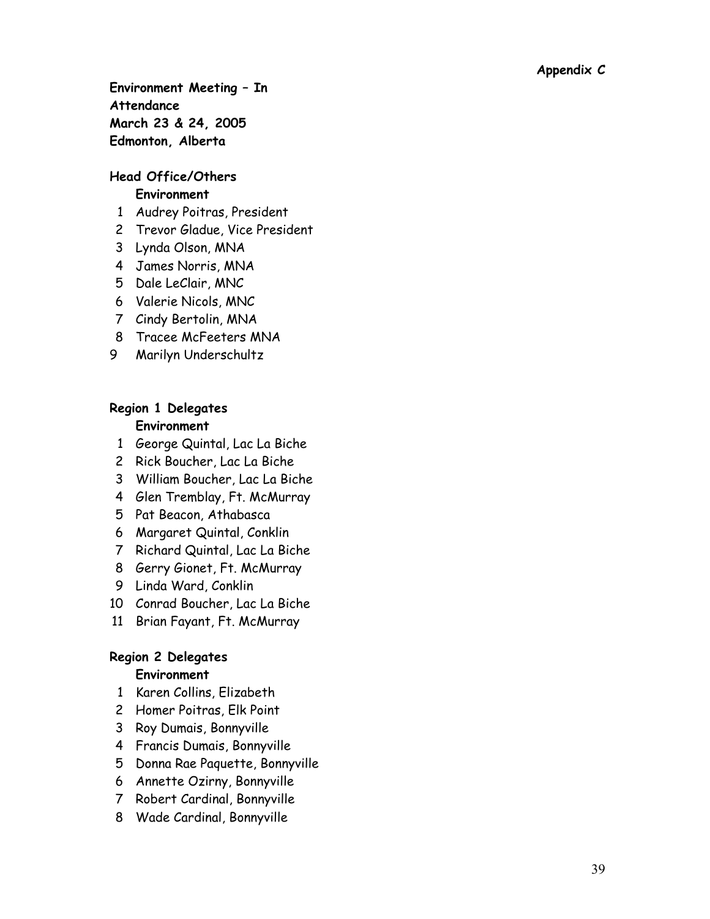**Appendix C**

**Environment Meeting – In Attendance**
**March 23 & 24, 2005**
**Edmonton, Alberta**

**Head Office/Others**

**Environment**

1 Audrey Poitras, President
2 Trevor Gladue, Vice President
3 Lynda Olson, MNA
4 James Norris, MNA
5 Dale LeClair, MNC
6 Valerie Nicols, MNC
7 Cindy Bertolin, MNA
8 Tracee McFeeters MNA
9 Marilyn Underschultz

**Region 1 Delegates**

**Environment**

1 George Quintal, Lac La Biche
2 Rick Boucher, Lac La Biche
3 William Boucher, Lac La Biche
4 Glen Tremblay, Ft. McMurray
5 Pat Beacon, Athabasca
6 Margaret Quintal, Conklin
7 Richard Quintal, Lac La Biche
8 Gerry Gionet, Ft. McMurray
9 Linda Ward, Conklin
10 Conrad Boucher, Lac La Biche
11 Brian Fayant, Ft. McMurray

**Region 2 Delegates**

**Environment**

1 Karen Collins, Elizabeth
2 Homer Poitras, Elk Point
3 Roy Dumais, Bonnyville
4 Francis Dumais, Bonnyville
5 Donna Rae Paquette, Bonnyville
6 Annette Ozirny, Bonnyville
7 Robert Cardinal, Bonnyville
8 Wade Cardinal, Bonnyville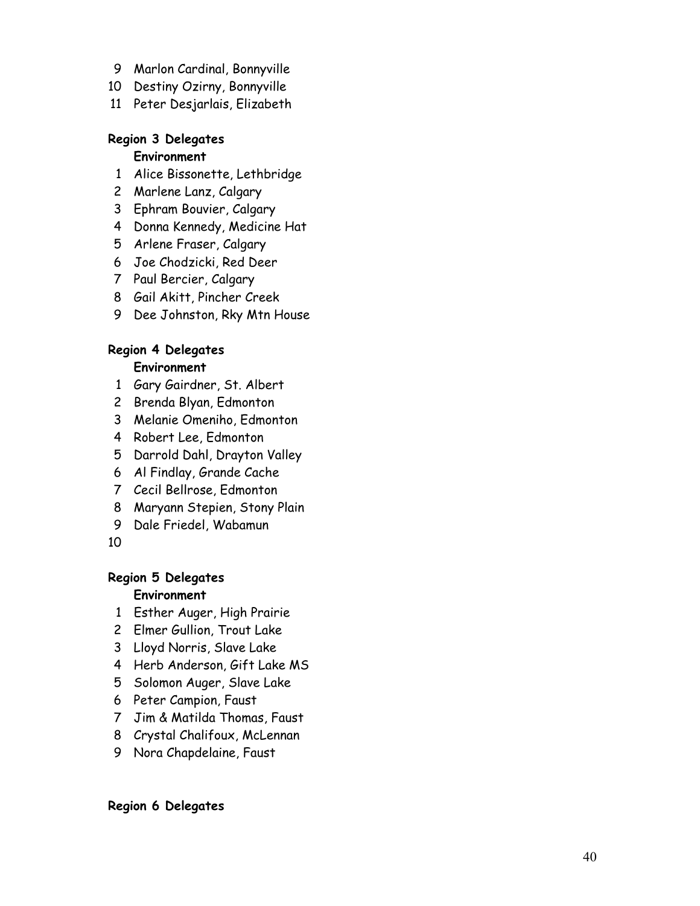9 Marlon Cardinal, Bonnyville
10 Destiny Ozirny, Bonnyville
11 Peter Desjarlais, Elizabeth

**Region 3 Delegates**
**Environment**

1 Alice Bissonette, Lethbridge
2 Marlene Lanz, Calgary
3 Ephram Bouvier, Calgary
4 Donna Kennedy, Medicine Hat
5 Arlene Fraser, Calgary
6 Joe Chodzicki, Red Deer
7 Paul Bercier, Calgary
8 Gail Akitt, Pincher Creek
9 Dee Johnston, Rky Mtn House

**Region 4 Delegates**
**Environment**

1 Gary Gairdner, St. Albert
2 Brenda Blyan, Edmonton
3 Melanie Omeniho, Edmonton
4 Robert Lee, Edmonton
5 Darrold Dahl, Drayton Valley
6 Al Findlay, Grande Cache
7 Cecil Bellrose, Edmonton
8 Maryann Stepien, Stony Plain
9 Dale Friedel, Wabamun
10

**Region 5 Delegates**
**Environment**

1 Esther Auger, High Prairie
2 Elmer Gullion, Trout Lake
3 Lloyd Norris, Slave Lake
4 Herb Anderson, Gift Lake MS
5 Solomon Auger, Slave Lake
6 Peter Campion, Faust
7 Jim & Matilda Thomas, Faust
8 Crystal Chalifoux, McLennan
9 Nora Chapdelaine, Faust

**Region 6 Delegates**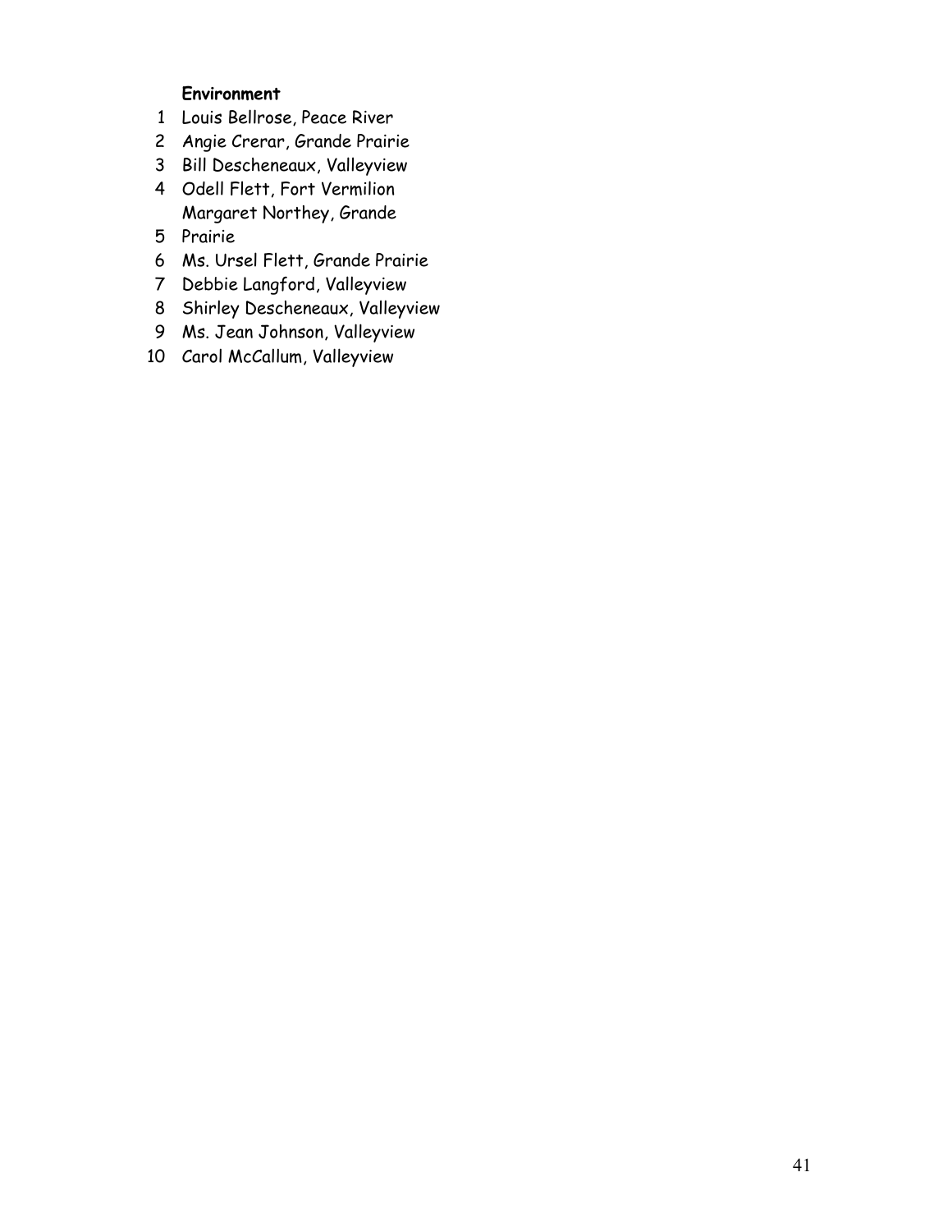**Environment**

1. Louis Bellrose, Peace River
2. Angie Crerar, Grande Prairie
3. Bill Descheneaux, Valleyview
4. Odell Flett, Fort Vermilion
5. Margaret Northey, Grande Prairie
6. Ms. Ursel Flett, Grande Prairie
7. Debbie Langford, Valleyview
8. Shirley Descheneaux, Valleyview
9. Ms. Jean Johnson, Valleyview
10. Carol McCallum, Valleyview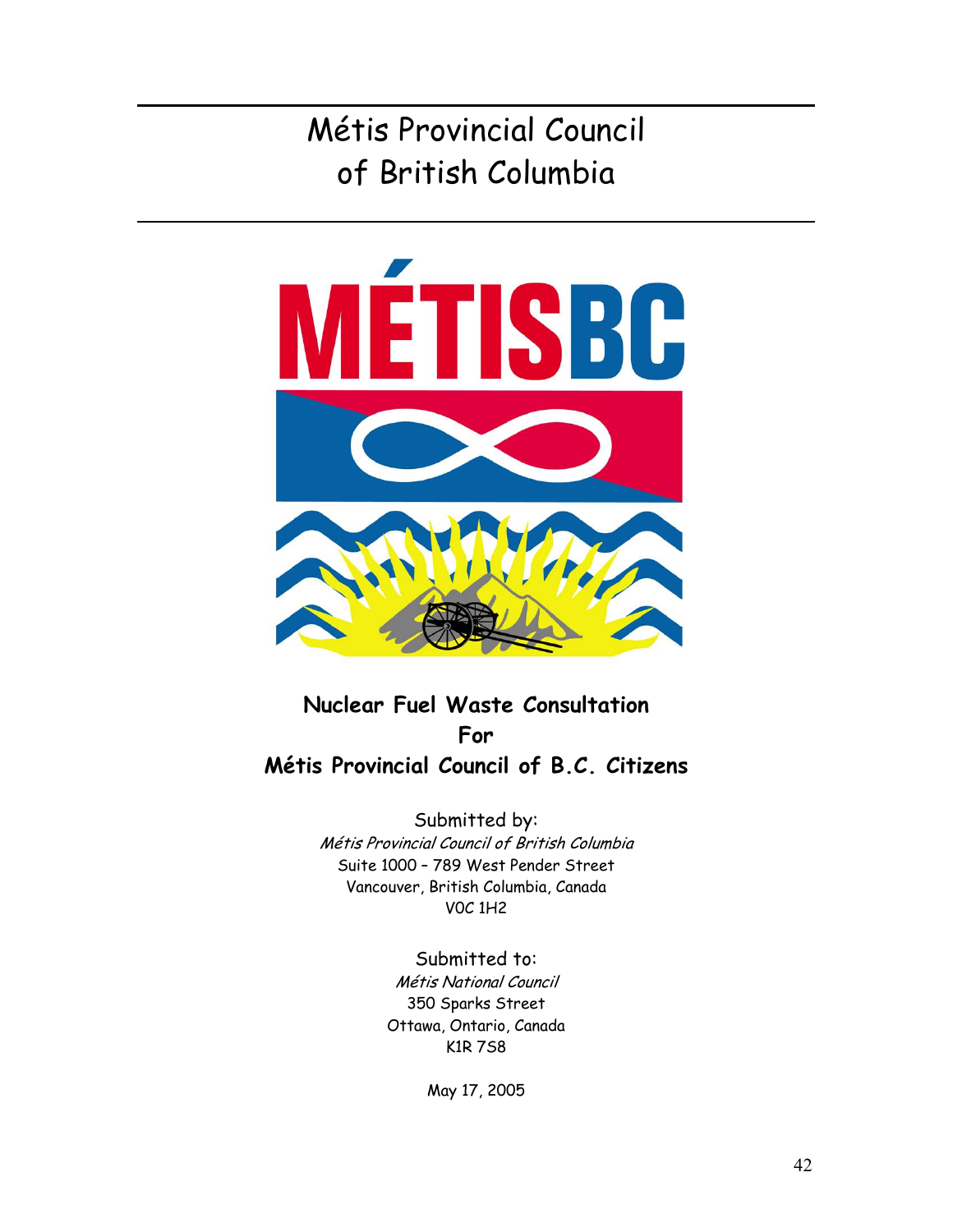# Métis Provincial Council of British Columbia

**Nuclear Fuel Waste Consultation**
**For**
**Métis Provincial Council of B.C. Citizens**

Submitted by:
*Métis Provincial Council of British Columbia*
Suite 1000 – 789 West Pender Street
Vancouver, British Columbia, Canada
V0C 1H2

Submitted to:
*Métis National Council*
350 Sparks Street
Ottawa, Ontario, Canada
K1R 7S8

May 17, 2005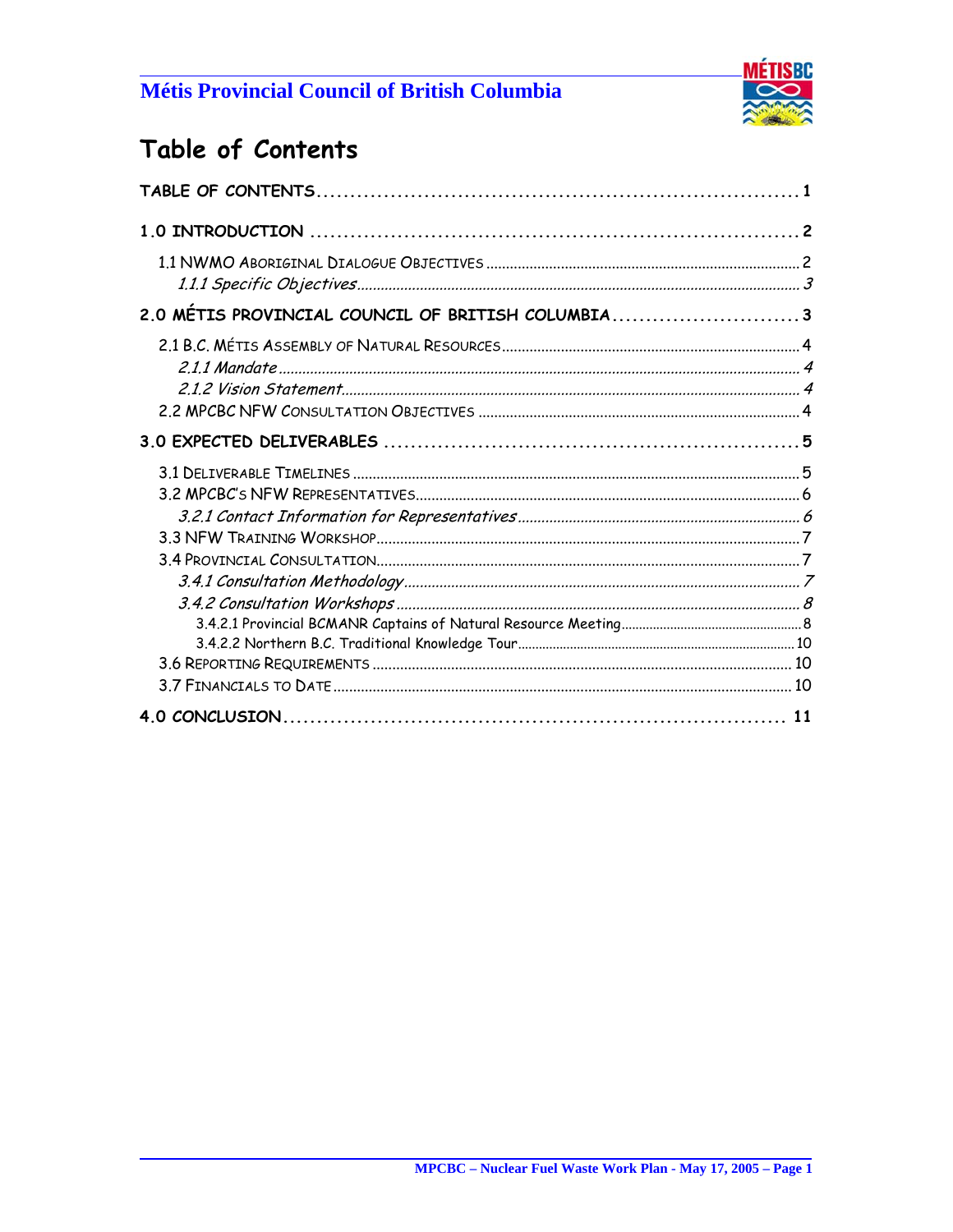# Table of Contents

TABLE OF CONTENTS ........ 1

1.0 INTRODUCTION ........ 2

- 1.1 NWMO ABORIGINAL DIALOGUE OBJECTIVES ........ 2
  - *1.1.1 Specific Objectives* ........ 3

2.0 MÉTIS PROVINCIAL COUNCIL OF BRITISH COLUMBIA ........ 3

- 2.1 B.C. MÉTIS ASSEMBLY OF NATURAL RESOURCES ........ 4
  - *2.1.1 Mandate* ........ 4
  - *2.1.2 Vision Statement* ........ 4
- 2.2 MPCBC NFW CONSULTATION OBJECTIVES ........ 4

3.0 EXPECTED DELIVERABLES ........ 5

- 3.1 DELIVERABLE TIMELINES ........ 5
- 3.2 MPCBC'S NFW REPRESENTATIVES ........ 6
  - *3.2.1 Contact Information for Representatives* ........ 6
- 3.3 NFW TRAINING WORKSHOP ........ 7
- 3.4 PROVINCIAL CONSULTATION ........ 7
  - *3.4.1 Consultation Methodology* ........ 7
  - *3.4.2 Consultation Workshops* ........ 8
    - 3.4.2.1 Provincial BCMANR Captains of Natural Resource Meeting ........ 8
    - 3.4.2.2 Northern B.C. Traditional Knowledge Tour ........ 10
- 3.6 REPORTING REQUIREMENTS ........ 10
- 3.7 FINANCIALS TO DATE ........ 10

4.0 CONCLUSION ........ 11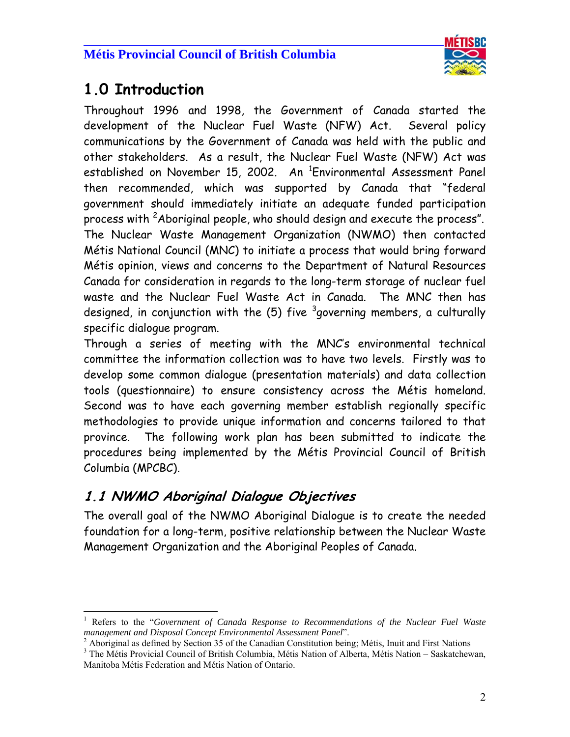# 1.0 Introduction

Throughout 1996 and 1998, the Government of Canada started the development of the Nuclear Fuel Waste (NFW) Act. Several policy communications by the Government of Canada was held with the public and other stakeholders. As a result, the Nuclear Fuel Waste (NFW) Act was established on November 15, 2002. An [1]Environmental Assessment Panel then recommended, which was supported by Canada that "federal government should immediately initiate an adequate funded participation process with [2]Aboriginal people, who should design and execute the process". The Nuclear Waste Management Organization (NWMO) then contacted Métis National Council (MNC) to initiate a process that would bring forward Métis opinion, views and concerns to the Department of Natural Resources Canada for consideration in regards to the long-term storage of nuclear fuel waste and the Nuclear Fuel Waste Act in Canada. The MNC then has designed, in conjunction with the (5) five [3]governing members, a culturally specific dialogue program.

Through a series of meeting with the MNC's environmental technical committee the information collection was to have two levels. Firstly was to develop some common dialogue (presentation materials) and data collection tools (questionnaire) to ensure consistency across the Métis homeland. Second was to have each governing member establish regionally specific methodologies to provide unique information and concerns tailored to that province. The following work plan has been submitted to indicate the procedures being implemented by the Métis Provincial Council of British Columbia (MPCBC).

## *1.1 NWMO Aboriginal Dialogue Objectives*

The overall goal of the NWMO Aboriginal Dialogue is to create the needed foundation for a long-term, positive relationship between the Nuclear Waste Management Organization and the Aboriginal Peoples of Canada.

---

[1] Refers to the "*Government of Canada Response to Recommendations of the Nuclear Fuel Waste management and Disposal Concept Environmental Assessment Panel*".

[2] Aboriginal as defined by Section 35 of the Canadian Constitution being; Métis, Inuit and First Nations

[3] The Métis Provicial Council of British Columbia, Métis Nation of Alberta, Métis Nation – Saskatchewan, Manitoba Métis Federation and Métis Nation of Ontario.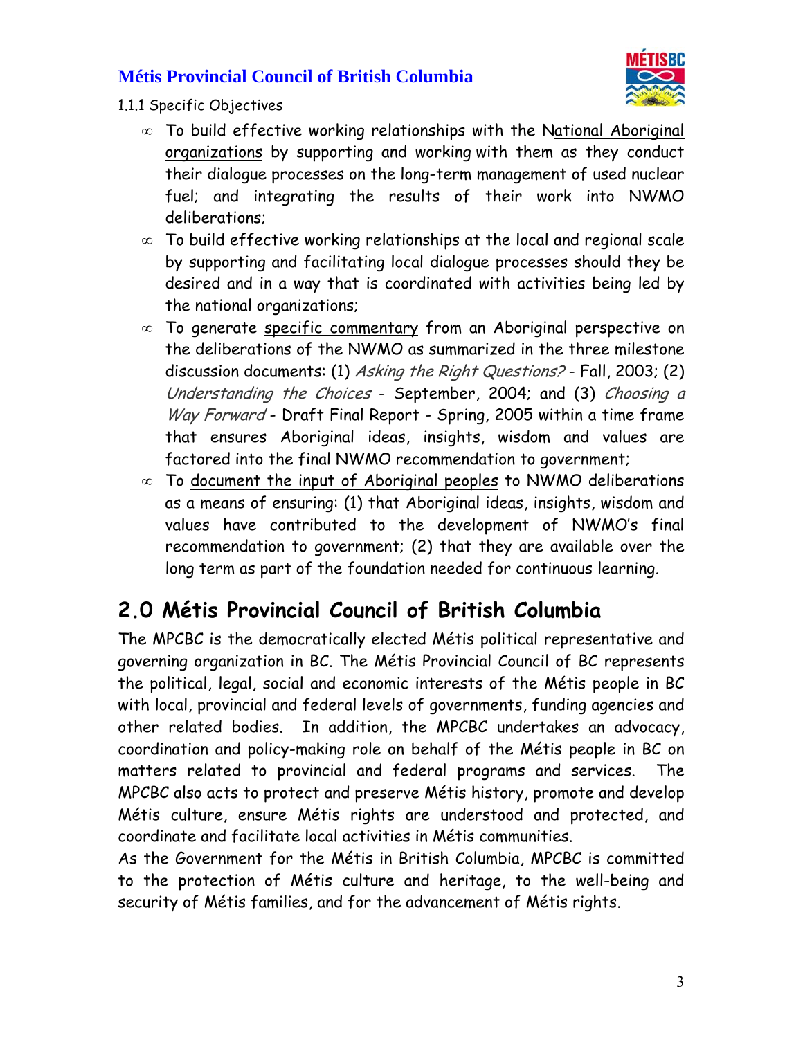1.1.1 Specific Objectives

- To build effective working relationships with the National Aboriginal organizations by supporting and working with them as they conduct their dialogue processes on the long-term management of used nuclear fuel; and integrating the results of their work into NWMO deliberations;
- To build effective working relationships at the local and regional scale by supporting and facilitating local dialogue processes should they be desired and in a way that is coordinated with activities being led by the national organizations;
- To generate specific commentary from an Aboriginal perspective on the deliberations of the NWMO as summarized in the three milestone discussion documents: (1) *Asking the Right Questions?* - Fall, 2003; (2) *Understanding the Choices* - September, 2004; and (3) *Choosing a Way Forward* - Draft Final Report - Spring, 2005 within a time frame that ensures Aboriginal ideas, insights, wisdom and values are factored into the final NWMO recommendation to government;
- To document the input of Aboriginal peoples to NWMO deliberations as a means of ensuring: (1) that Aboriginal ideas, insights, wisdom and values have contributed to the development of NWMO's final recommendation to government; (2) that they are available over the long term as part of the foundation needed for continuous learning.

## 2.0 Métis Provincial Council of British Columbia

The MPCBC is the democratically elected Métis political representative and governing organization in BC. The Métis Provincial Council of BC represents the political, legal, social and economic interests of the Métis people in BC with local, provincial and federal levels of governments, funding agencies and other related bodies. In addition, the MPCBC undertakes an advocacy, coordination and policy-making role on behalf of the Métis people in BC on matters related to provincial and federal programs and services. The MPCBC also acts to protect and preserve Métis history, promote and develop Métis culture, ensure Métis rights are understood and protected, and coordinate and facilitate local activities in Métis communities.

As the Government for the Métis in British Columbia, MPCBC is committed to the protection of Métis culture and heritage, to the well-being and security of Métis families, and for the advancement of Métis rights.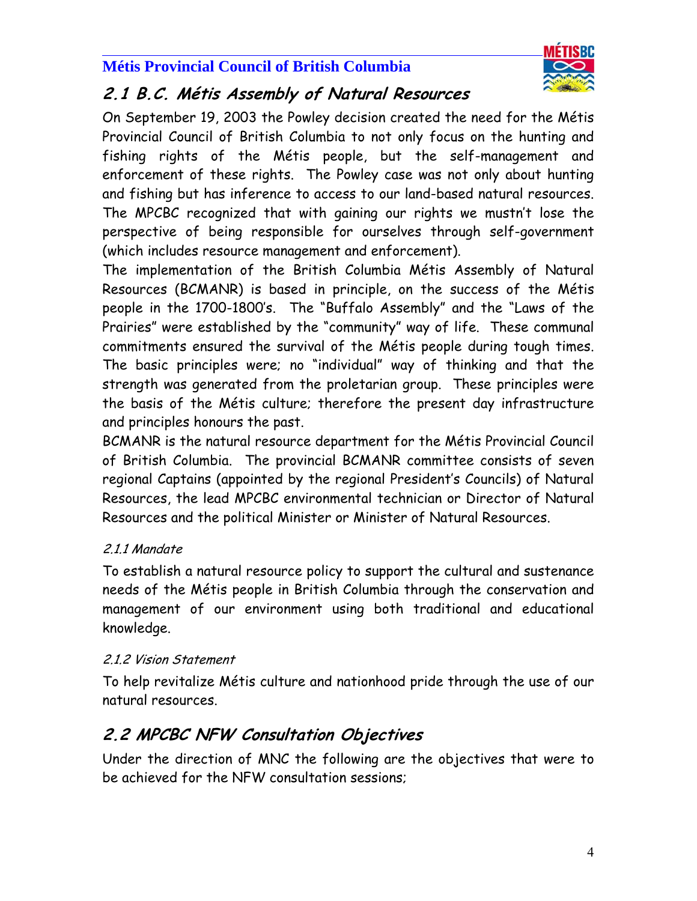## 2.1 B.C. Métis Assembly of Natural Resources

On September 19, 2003 the Powley decision created the need for the Métis Provincial Council of British Columbia to not only focus on the hunting and fishing rights of the Métis people, but the self-management and enforcement of these rights. The Powley case was not only about hunting and fishing but has inference to access to our land-based natural resources. The MPCBC recognized that with gaining our rights we mustn't lose the perspective of being responsible for ourselves through self-government (which includes resource management and enforcement).

The implementation of the British Columbia Métis Assembly of Natural Resources (BCMANR) is based in principle, on the success of the Métis people in the 1700-1800's. The "Buffalo Assembly" and the "Laws of the Prairies" were established by the "community" way of life. These communal commitments ensured the survival of the Métis people during tough times. The basic principles were; no "individual" way of thinking and that the strength was generated from the proletarian group. These principles were the basis of the Métis culture; therefore the present day infrastructure and principles honours the past.

BCMANR is the natural resource department for the Métis Provincial Council of British Columbia. The provincial BCMANR committee consists of seven regional Captains (appointed by the regional President's Councils) of Natural Resources, the lead MPCBC environmental technician or Director of Natural Resources and the political Minister or Minister of Natural Resources.

### *2.1.1 Mandate*

To establish a natural resource policy to support the cultural and sustenance needs of the Métis people in British Columbia through the conservation and management of our environment using both traditional and educational knowledge.

### *2.1.2 Vision Statement*

To help revitalize Métis culture and nationhood pride through the use of our natural resources.

## 2.2 MPCBC NFW Consultation Objectives

Under the direction of MNC the following are the objectives that were to be achieved for the NFW consultation sessions;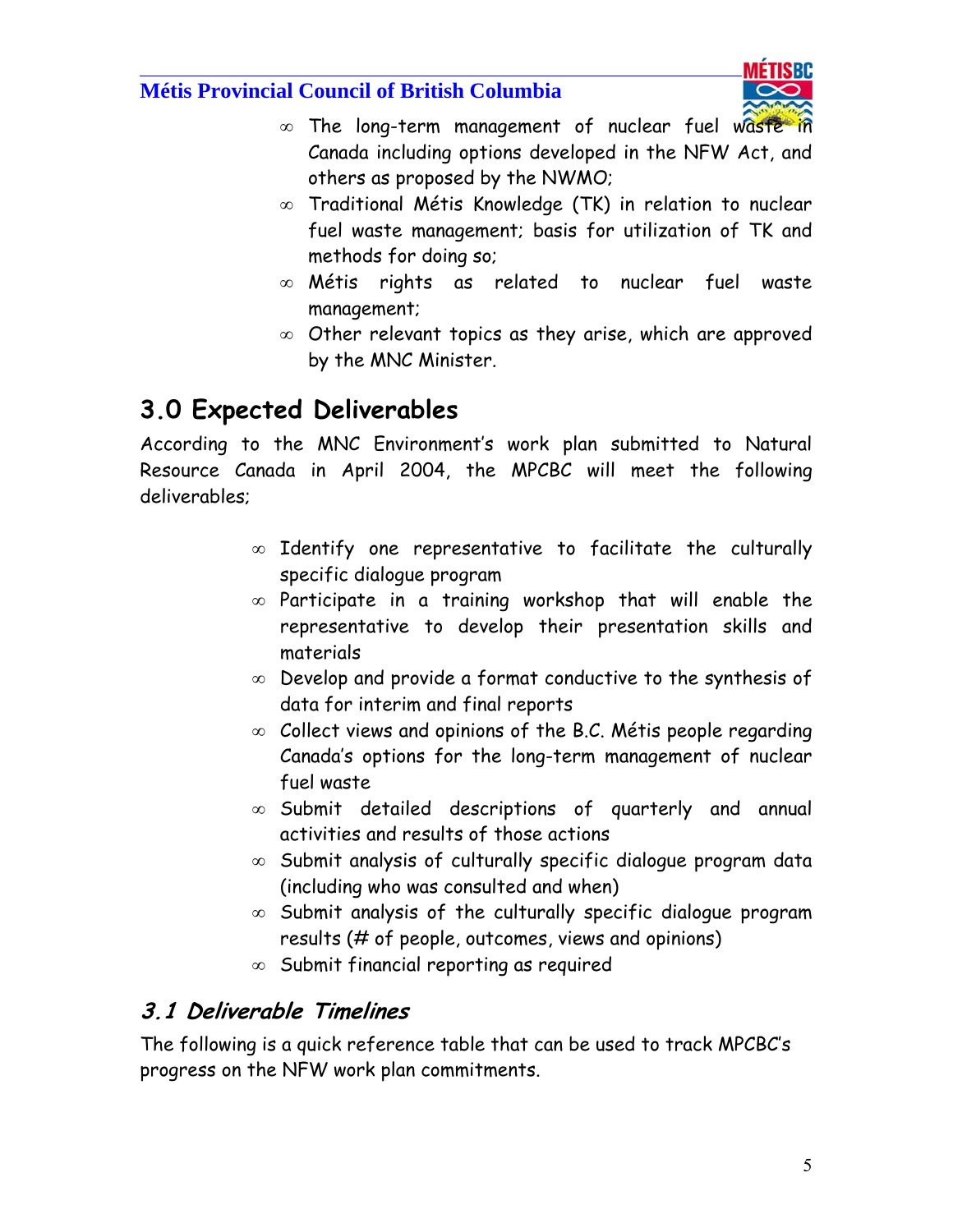- The long-term management of nuclear fuel waste in Canada including options developed in the NFW Act, and others as proposed by the NWMO;
- Traditional Métis Knowledge (TK) in relation to nuclear fuel waste management; basis for utilization of TK and methods for doing so;
- Métis rights as related to nuclear fuel waste management;
- Other relevant topics as they arise, which are approved by the MNC Minister.

# 3.0 Expected Deliverables

According to the MNC Environment's work plan submitted to Natural Resource Canada in April 2004, the MPCBC will meet the following deliverables;

- Identify one representative to facilitate the culturally specific dialogue program
- Participate in a training workshop that will enable the representative to develop their presentation skills and materials
- Develop and provide a format conductive to the synthesis of data for interim and final reports
- Collect views and opinions of the B.C. Métis people regarding Canada's options for the long-term management of nuclear fuel waste
- Submit detailed descriptions of quarterly and annual activities and results of those actions
- Submit analysis of culturally specific dialogue program data (including who was consulted and when)
- Submit analysis of the culturally specific dialogue program results (# of people, outcomes, views and opinions)
- Submit financial reporting as required

## *3.1 Deliverable Timelines*

The following is a quick reference table that can be used to track MPCBC's progress on the NFW work plan commitments.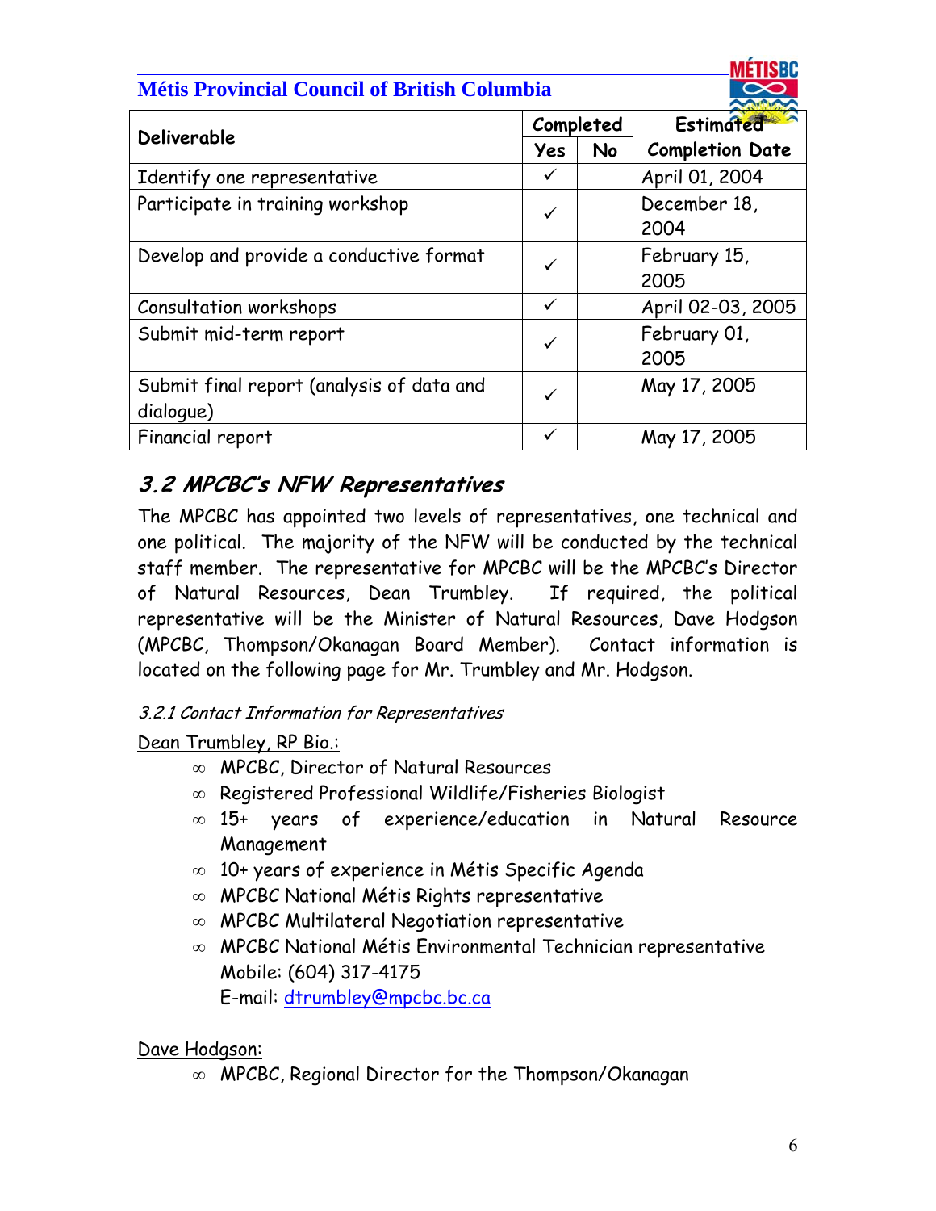| Deliverable | Completed | | Estimated Completion Date |
|---|---|---|---|
| | Yes | No | |
| Identify one representative | ✓ | | April 01, 2004 |
| Participate in training workshop | ✓ | | December 18, 2004 |
| Develop and provide a conductive format | ✓ | | February 15, 2005 |
| Consultation workshops | ✓ | | April 02-03, 2005 |
| Submit mid-term report | ✓ | | February 01, 2005 |
| Submit final report (analysis of data and dialogue) | ✓ | | May 17, 2005 |
| Financial report | ✓ | | May 17, 2005 |

## 3.2 MPCBC's NFW Representatives

The MPCBC has appointed two levels of representatives, one technical and one political. The majority of the NFW will be conducted by the technical staff member. The representative for MPCBC will be the MPCBC's Director of Natural Resources, Dean Trumbley. If required, the political representative will be the Minister of Natural Resources, Dave Hodgson (MPCBC, Thompson/Okanagan Board Member). Contact information is located on the following page for Mr. Trumbley and Mr. Hodgson.

### *3.2.1 Contact Information for Representatives*

Dean Trumbley, RP Bio.:

- MPCBC, Director of Natural Resources
- Registered Professional Wildlife/Fisheries Biologist
- 15+ years of experience/education in Natural Resource Management
- 10+ years of experience in Métis Specific Agenda
- MPCBC National Métis Rights representative
- MPCBC Multilateral Negotiation representative
- MPCBC National Métis Environmental Technician representative
  Mobile: (604) 317-4175
  E-mail: dtrumbley@mpcbc.bc.ca

Dave Hodgson:

- MPCBC, Regional Director for the Thompson/Okanagan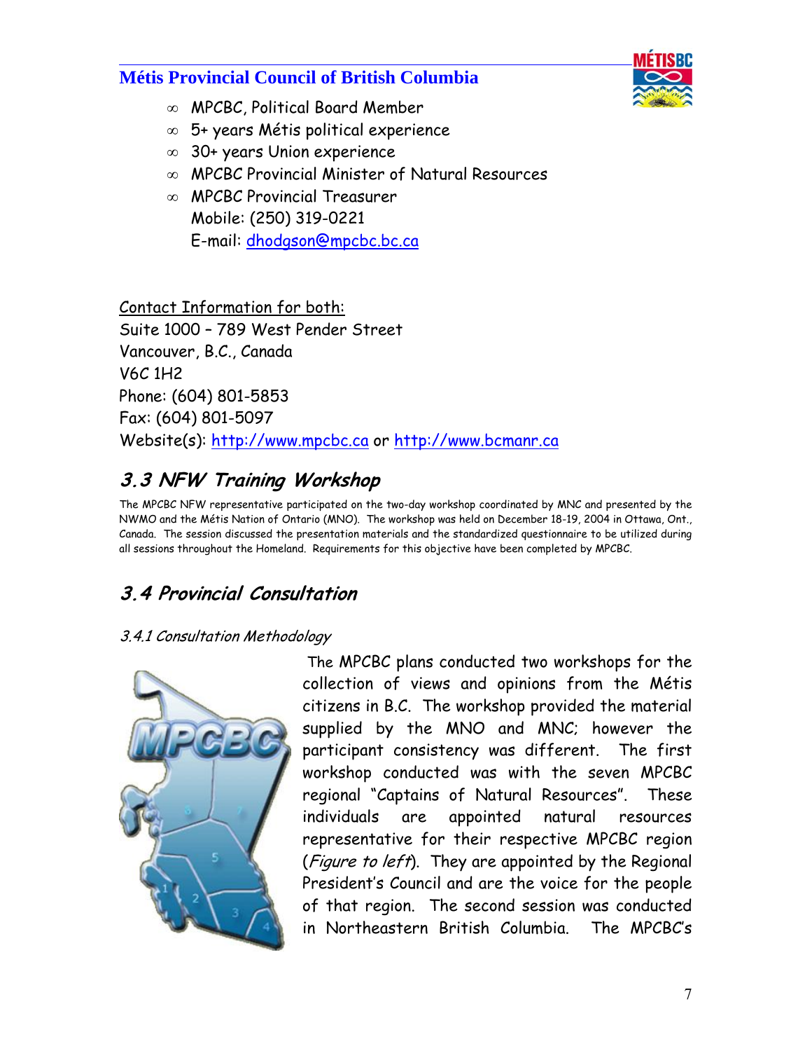- MPCBC, Political Board Member
- 5+ years Métis political experience
- 30+ years Union experience
- MPCBC Provincial Minister of Natural Resources
- MPCBC Provincial Treasurer
  Mobile: (250) 319-0221
  E-mail: dhodgson@mpcbc.bc.ca

Contact Information for both:
Suite 1000 – 789 West Pender Street
Vancouver, B.C., Canada
V6C 1H2
Phone: (604) 801-5853
Fax: (604) 801-5097
Website(s): http://www.mpcbc.ca or http://www.bcmanr.ca

## 3.3 NFW Training Workshop

The MPCBC NFW representative participated on the two-day workshop coordinated by MNC and presented by the NWMO and the Métis Nation of Ontario (MNO). The workshop was held on December 18-19, 2004 in Ottawa, Ont., Canada. The session discussed the presentation materials and the standardized questionnaire to be utilized during all sessions throughout the Homeland. Requirements for this objective have been completed by MPCBC.

## 3.4 Provincial Consultation

### *3.4.1 Consultation Methodology*

The MPCBC plans conducted two workshops for the collection of views and opinions from the Métis citizens in B.C. The workshop provided the material supplied by the MNO and MNC; however the participant consistency was different. The first workshop conducted was with the seven MPCBC regional "Captains of Natural Resources". These individuals are appointed natural resources representative for their respective MPCBC region (*Figure to left*). They are appointed by the Regional President's Council and are the voice for the people of that region. The second session was conducted in Northeastern British Columbia. The MPCBC's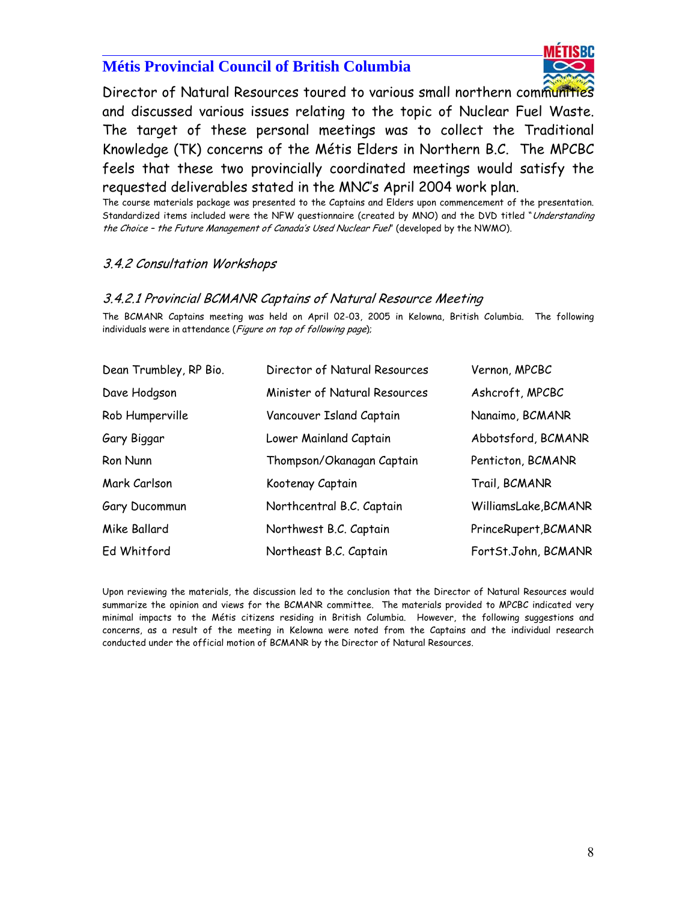Director of Natural Resources toured to various small northern communities and discussed various issues relating to the topic of Nuclear Fuel Waste. The target of these personal meetings was to collect the Traditional Knowledge (TK) concerns of the Métis Elders in Northern B.C. The MPCBC feels that these two provincially coordinated meetings would satisfy the requested deliverables stated in the MNC's April 2004 work plan.

The course materials package was presented to the Captains and Elders upon commencement of the presentation. Standardized items included were the NFW questionnaire (created by MNO) and the DVD titled "*Understanding the Choice – the Future Management of Canada's Used Nuclear Fuel*" (developed by the NWMO).

### *3.4.2 Consultation Workshops*

#### *3.4.2.1 Provincial BCMANR Captains of Natural Resource Meeting*

The BCMANR Captains meeting was held on April 02-03, 2005 in Kelowna, British Columbia. The following individuals were in attendance (*Figure on top of following page*);

| | | |
|---|---|---|
| Dean Trumbley, RP Bio. | Director of Natural Resources | Vernon, MPCBC |
| Dave Hodgson | Minister of Natural Resources | Ashcroft, MPCBC |
| Rob Humperville | Vancouver Island Captain | Nanaimo, BCMANR |
| Gary Biggar | Lower Mainland Captain | Abbotsford, BCMANR |
| Ron Nunn | Thompson/Okanagan Captain | Penticton, BCMANR |
| Mark Carlson | Kootenay Captain | Trail, BCMANR |
| Gary Ducommun | Northcentral B.C. Captain | WilliamsLake,BCMANR |
| Mike Ballard | Northwest B.C. Captain | PrinceRupert,BCMANR |
| Ed Whitford | Northeast B.C. Captain | FortSt.John, BCMANR |

Upon reviewing the materials, the discussion led to the conclusion that the Director of Natural Resources would summarize the opinion and views for the BCMANR committee. The materials provided to MPCBC indicated very minimal impacts to the Métis citizens residing in British Columbia. However, the following suggestions and concerns, as a result of the meeting in Kelowna were noted from the Captains and the individual research conducted under the official motion of BCMANR by the Director of Natural Resources.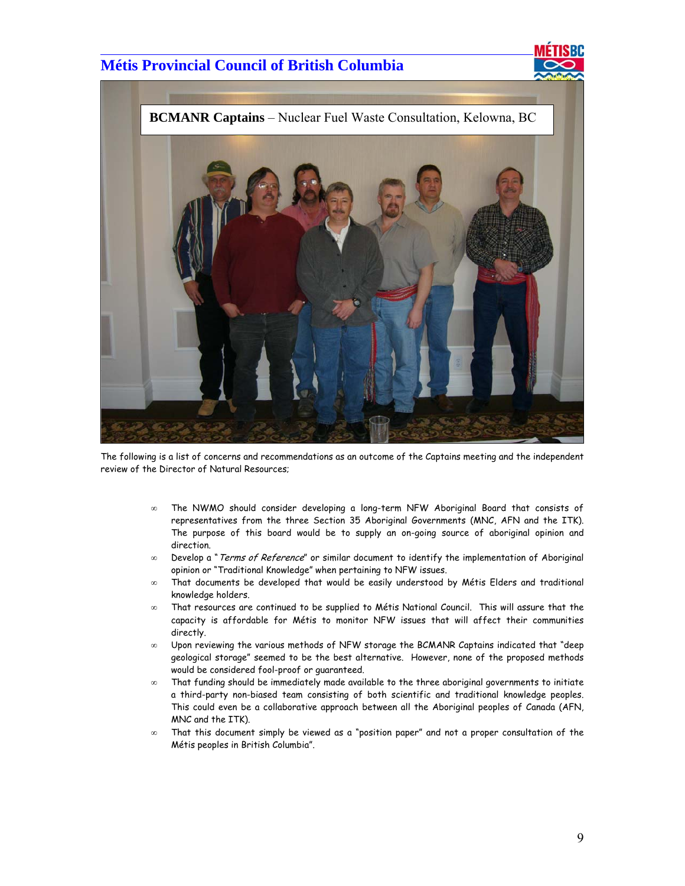**BCMANR Captains** – Nuclear Fuel Waste Consultation, Kelowna, BC

The following is a list of concerns and recommendations as an outcome of the Captains meeting and the independent review of the Director of Natural Resources;

- The NWMO should consider developing a long-term NFW Aboriginal Board that consists of representatives from the three Section 35 Aboriginal Governments (MNC, AFN and the ITK). The purpose of this board would be to supply an on-going source of aboriginal opinion and direction.
- Develop a "*Terms of Reference*" or similar document to identify the implementation of Aboriginal opinion or "Traditional Knowledge" when pertaining to NFW issues.
- That documents be developed that would be easily understood by Métis Elders and traditional knowledge holders.
- That resources are continued to be supplied to Métis National Council. This will assure that the capacity is affordable for Métis to monitor NFW issues that will affect their communities directly.
- Upon reviewing the various methods of NFW storage the BCMANR Captains indicated that "deep geological storage" seemed to be the best alternative. However, none of the proposed methods would be considered fool-proof or guaranteed.
- That funding should be immediately made available to the three aboriginal governments to initiate a third-party non-biased team consisting of both scientific and traditional knowledge peoples. This could even be a collaborative approach between all the Aboriginal peoples of Canada (AFN, MNC and the ITK).
- That this document simply be viewed as a "position paper" and not a proper consultation of the Métis peoples in British Columbia".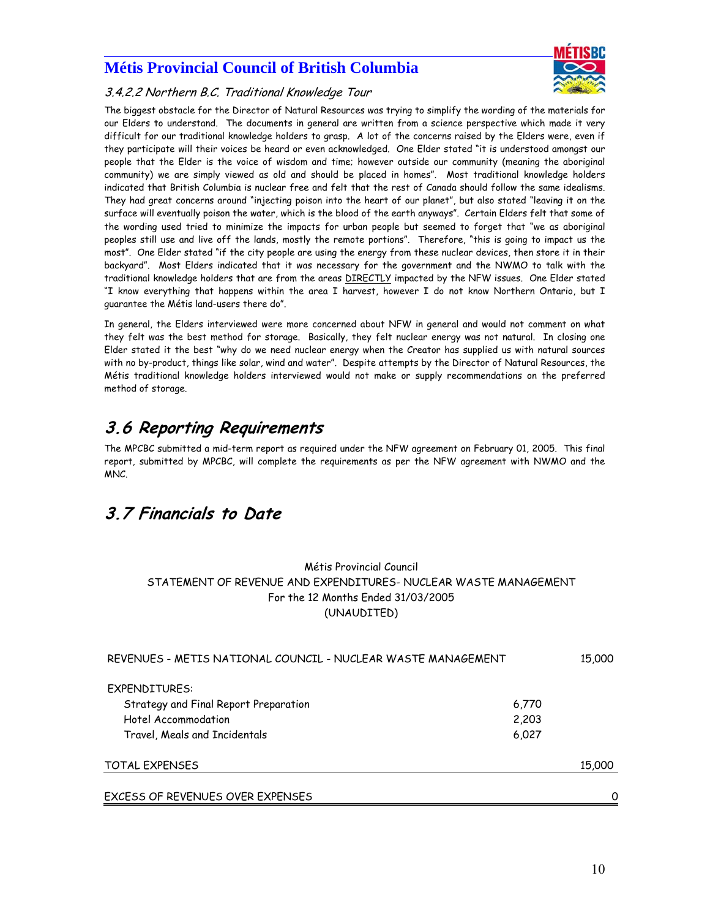#### 3.4.2.2 Northern B.C. Traditional Knowledge Tour

The biggest obstacle for the Director of Natural Resources was trying to simplify the wording of the materials for our Elders to understand. The documents in general are written from a science perspective which made it very difficult for our traditional knowledge holders to grasp. A lot of the concerns raised by the Elders were, even if they participate will their voices be heard or even acknowledged. One Elder stated "it is understood amongst our people that the Elder is the voice of wisdom and time; however outside our community (meaning the aboriginal community) we are simply viewed as old and should be placed in homes". Most traditional knowledge holders indicated that British Columbia is nuclear free and felt that the rest of Canada should follow the same idealisms. They had great concerns around "injecting poison into the heart of our planet", but also stated "leaving it on the surface will eventually poison the water, which is the blood of the earth anyways". Certain Elders felt that some of the wording used tried to minimize the impacts for urban people but seemed to forget that "we as aboriginal peoples still use and live off the lands, mostly the remote portions". Therefore, "this is going to impact us the most". One Elder stated "if the city people are using the energy from these nuclear devices, then store it in their backyard". Most Elders indicated that it was necessary for the government and the NWMO to talk with the traditional knowledge holders that are from the areas DIRECTLY impacted by the NFW issues. One Elder stated "I know everything that happens within the area I harvest, however I do not know Northern Ontario, but I guarantee the Métis land-users there do".

In general, the Elders interviewed were more concerned about NFW in general and would not comment on what they felt was the best method for storage. Basically, they felt nuclear energy was not natural. In closing one Elder stated it the best "why do we need nuclear energy when the Creator has supplied us with natural sources with no by-product, things like solar, wind and water". Despite attempts by the Director of Natural Resources, the Métis traditional knowledge holders interviewed would not make or supply recommendations on the preferred method of storage.

## 3.6 Reporting Requirements

The MPCBC submitted a mid-term report as required under the NFW agreement on February 01, 2005. This final report, submitted by MPCBC, will complete the requirements as per the NFW agreement with NWMO and the MNC.

## 3.7 Financials to Date

Métis Provincial Council
STATEMENT OF REVENUE AND EXPENDITURES- NUCLEAR WASTE MANAGEMENT
For the 12 Months Ended 31/03/2005
(UNAUDITED)

| | | |
|---|---|---|
| REVENUES - METIS NATIONAL COUNCIL - NUCLEAR WASTE MANAGEMENT | | 15,000 |
| EXPENDITURES: | | |
| Strategy and Final Report Preparation | 6,770 | |
| Hotel Accommodation | 2,203 | |
| Travel, Meals and Incidentals | 6,027 | |
| TOTAL EXPENSES | | 15,000 |
| EXCESS OF REVENUES OVER EXPENSES | | 0 |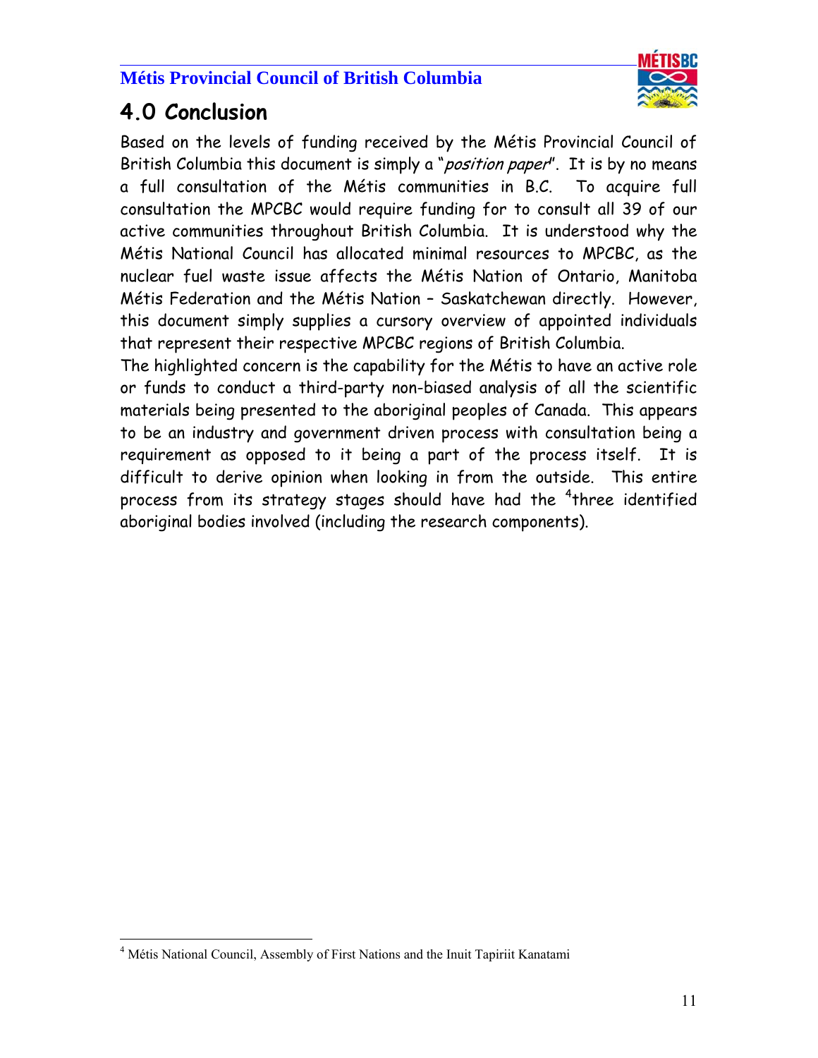## 4.0 Conclusion

Based on the levels of funding received by the Métis Provincial Council of British Columbia this document is simply a "*position paper*". It is by no means a full consultation of the Métis communities in B.C. To acquire full consultation the MPCBC would require funding for to consult all 39 of our active communities throughout British Columbia. It is understood why the Métis National Council has allocated minimal resources to MPCBC, as the nuclear fuel waste issue affects the Métis Nation of Ontario, Manitoba Métis Federation and the Métis Nation – Saskatchewan directly. However, this document simply supplies a cursory overview of appointed individuals that represent their respective MPCBC regions of British Columbia.

The highlighted concern is the capability for the Métis to have an active role or funds to conduct a third-party non-biased analysis of all the scientific materials being presented to the aboriginal peoples of Canada. This appears to be an industry and government driven process with consultation being a requirement as opposed to it being a part of the process itself. It is difficult to derive opinion when looking in from the outside. This entire process from its strategy stages should have had the [4]three identified aboriginal bodies involved (including the research components).

---

[4] Métis National Council, Assembly of First Nations and the Inuit Tapiriit Kanatami